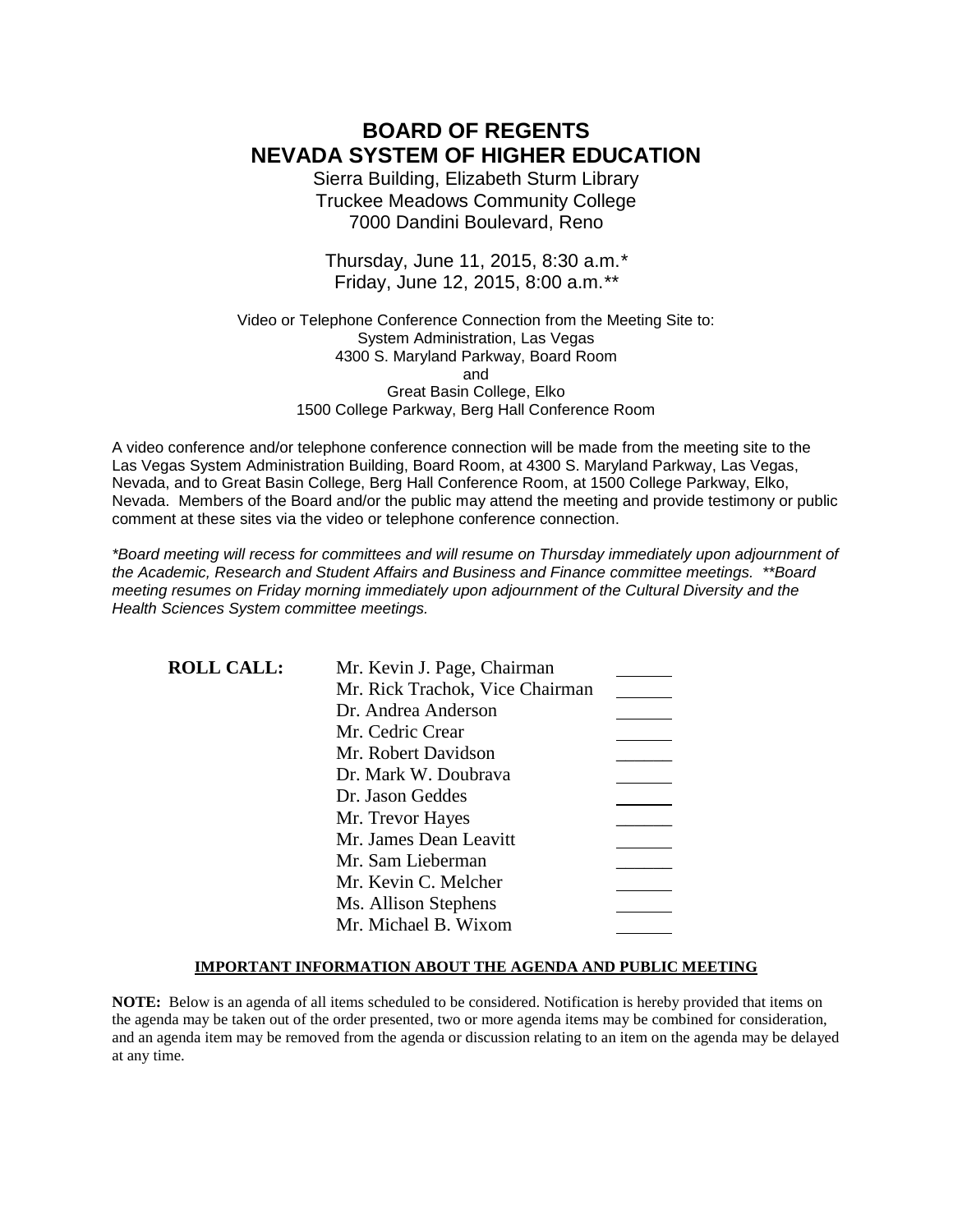# BOARD OF REGENTS
# NEVADA SYSTEM OF HIGHER EDUCATION

Sierra Building, Elizabeth Sturm Library
Truckee Meadows Community College
7000 Dandini Boulevard, Reno

Thursday, June 11, 2015, 8:30 a.m.*
Friday, June 12, 2015, 8:00 a.m.**

Video or Telephone Conference Connection from the Meeting Site to:
System Administration, Las Vegas
4300 S. Maryland Parkway, Board Room
and
Great Basin College, Elko
1500 College Parkway, Berg Hall Conference Room

A video conference and/or telephone conference connection will be made from the meeting site to the Las Vegas System Administration Building, Board Room, at 4300 S. Maryland Parkway, Las Vegas, Nevada, and to Great Basin College, Berg Hall Conference Room, at 1500 College Parkway, Elko, Nevada. Members of the Board and/or the public may attend the meeting and provide testimony or public comment at these sites via the video or telephone conference connection.

*\*Board meeting will recess for committees and will resume on Thursday immediately upon adjournment of the Academic, Research and Student Affairs and Business and Finance committee meetings. \*\*Board meeting resumes on Friday morning immediately upon adjournment of the Cultural Diversity and the Health Sciences System committee meetings.*

| **ROLL CALL:** | | |
|---|---|---|
| | Mr. Kevin J. Page, Chairman | ______ |
| | Mr. Rick Trachok, Vice Chairman | ______ |
| | Dr. Andrea Anderson | ______ |
| | Mr. Cedric Crear | ______ |
| | Mr. Robert Davidson | ______ |
| | Dr. Mark W. Doubrava | ______ |
| | Dr. Jason Geddes | ______ |
| | Mr. Trevor Hayes | ______ |
| | Mr. James Dean Leavitt | ______ |
| | Mr. Sam Lieberman | ______ |
| | Mr. Kevin C. Melcher | ______ |
| | Ms. Allison Stephens | ______ |
| | Mr. Michael B. Wixom | ______ |

**IMPORTANT INFORMATION ABOUT THE AGENDA AND PUBLIC MEETING**

**NOTE:** Below is an agenda of all items scheduled to be considered. Notification is hereby provided that items on the agenda may be taken out of the order presented, two or more agenda items may be combined for consideration, and an agenda item may be removed from the agenda or discussion relating to an item on the agenda may be delayed at any time.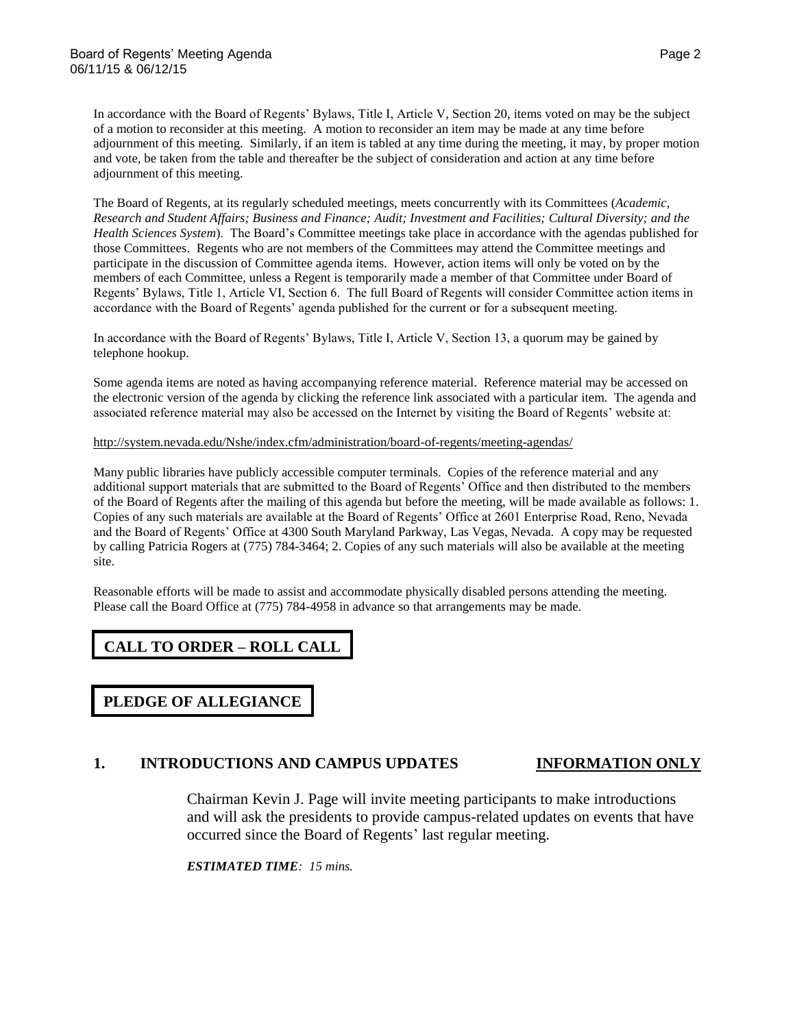In accordance with the Board of Regents' Bylaws, Title I, Article V, Section 20, items voted on may be the subject of a motion to reconsider at this meeting. A motion to reconsider an item may be made at any time before adjournment of this meeting. Similarly, if an item is tabled at any time during the meeting, it may, by proper motion and vote, be taken from the table and thereafter be the subject of consideration and action at any time before adjournment of this meeting.

The Board of Regents, at its regularly scheduled meetings, meets concurrently with its Committees (*Academic, Research and Student Affairs; Business and Finance; Audit; Investment and Facilities; Cultural Diversity; and the Health Sciences System*). The Board's Committee meetings take place in accordance with the agendas published for those Committees. Regents who are not members of the Committees may attend the Committee meetings and participate in the discussion of Committee agenda items. However, action items will only be voted on by the members of each Committee, unless a Regent is temporarily made a member of that Committee under Board of Regents' Bylaws, Title 1, Article VI, Section 6. The full Board of Regents will consider Committee action items in accordance with the Board of Regents' agenda published for the current or for a subsequent meeting.

In accordance with the Board of Regents' Bylaws, Title I, Article V, Section 13, a quorum may be gained by telephone hookup.

Some agenda items are noted as having accompanying reference material. Reference material may be accessed on the electronic version of the agenda by clicking the reference link associated with a particular item. The agenda and associated reference material may also be accessed on the Internet by visiting the Board of Regents' website at:

http://system.nevada.edu/Nshe/index.cfm/administration/board-of-regents/meeting-agendas/

Many public libraries have publicly accessible computer terminals. Copies of the reference material and any additional support materials that are submitted to the Board of Regents' Office and then distributed to the members of the Board of Regents after the mailing of this agenda but before the meeting, will be made available as follows: 1. Copies of any such materials are available at the Board of Regents' Office at 2601 Enterprise Road, Reno, Nevada and the Board of Regents' Office at 4300 South Maryland Parkway, Las Vegas, Nevada. A copy may be requested by calling Patricia Rogers at (775) 784-3464; 2. Copies of any such materials will also be available at the meeting site.

Reasonable efforts will be made to assist and accommodate physically disabled persons attending the meeting. Please call the Board Office at (775) 784-4958 in advance so that arrangements may be made.

## CALL TO ORDER – ROLL CALL

## PLEDGE OF ALLEGIANCE

## 1. INTRODUCTIONS AND CAMPUS UPDATES — INFORMATION ONLY

Chairman Kevin J. Page will invite meeting participants to make introductions and will ask the presidents to provide campus-related updates on events that have occurred since the Board of Regents' last regular meeting.

***ESTIMATED TIME****: 15 mins.*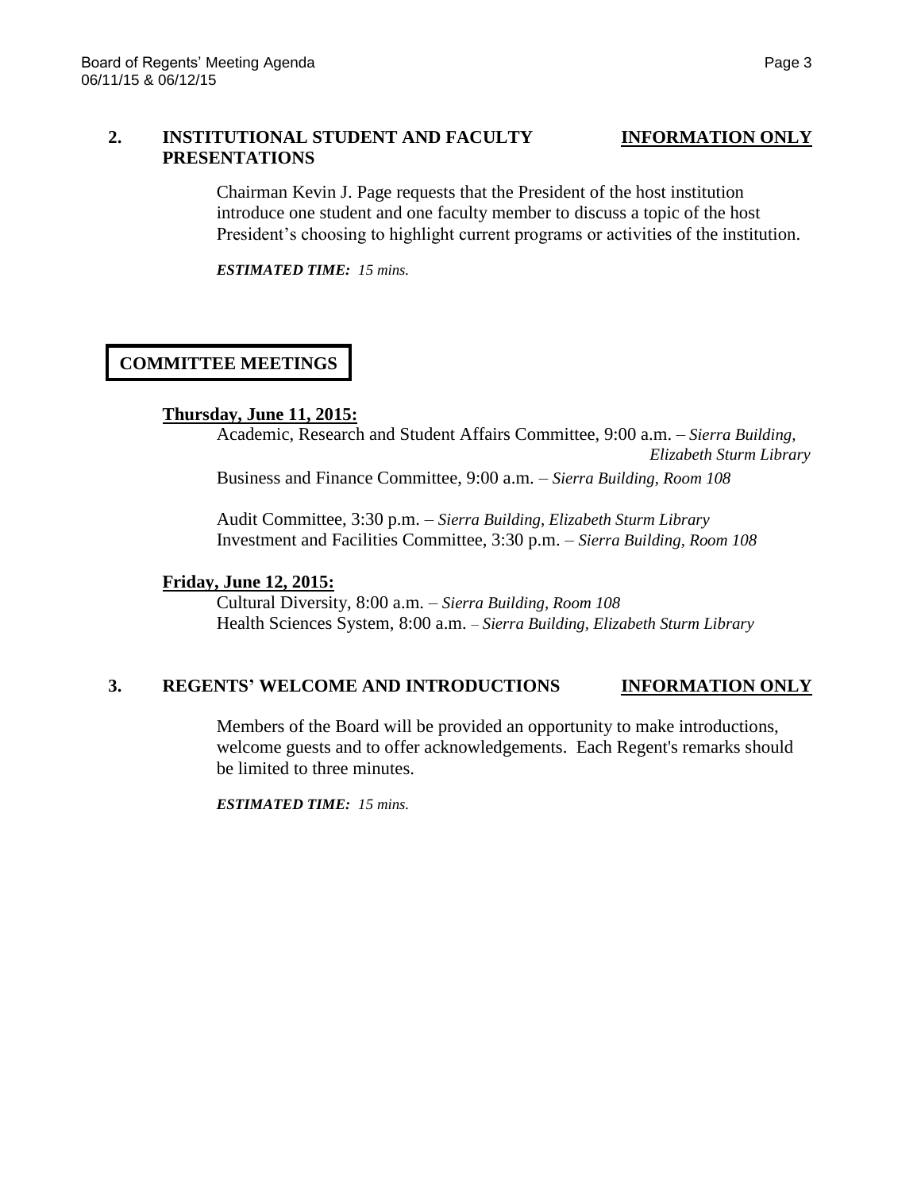**2. INSTITUTIONAL STUDENT AND FACULTY PRESENTATIONS** **INFORMATION ONLY**

Chairman Kevin J. Page requests that the President of the host institution introduce one student and one faculty member to discuss a topic of the host President's choosing to highlight current programs or activities of the institution.

***ESTIMATED TIME:** 15 mins.*

## COMMITTEE MEETINGS

**Thursday, June 11, 2015:**

Academic, Research and Student Affairs Committee, 9:00 a.m. – *Sierra Building, Elizabeth Sturm Library*

Business and Finance Committee, 9:00 a.m. – *Sierra Building, Room 108*

Audit Committee, 3:30 p.m. – *Sierra Building, Elizabeth Sturm Library*

Investment and Facilities Committee, 3:30 p.m. – *Sierra Building, Room 108*

**Friday, June 12, 2015:**

Cultural Diversity, 8:00 a.m. – *Sierra Building, Room 108*

Health Sciences System, 8:00 a.m. – *Sierra Building, Elizabeth Sturm Library*

**3. REGENTS' WELCOME AND INTRODUCTIONS** **INFORMATION ONLY**

Members of the Board will be provided an opportunity to make introductions, welcome guests and to offer acknowledgements. Each Regent's remarks should be limited to three minutes.

***ESTIMATED TIME:** 15 mins.*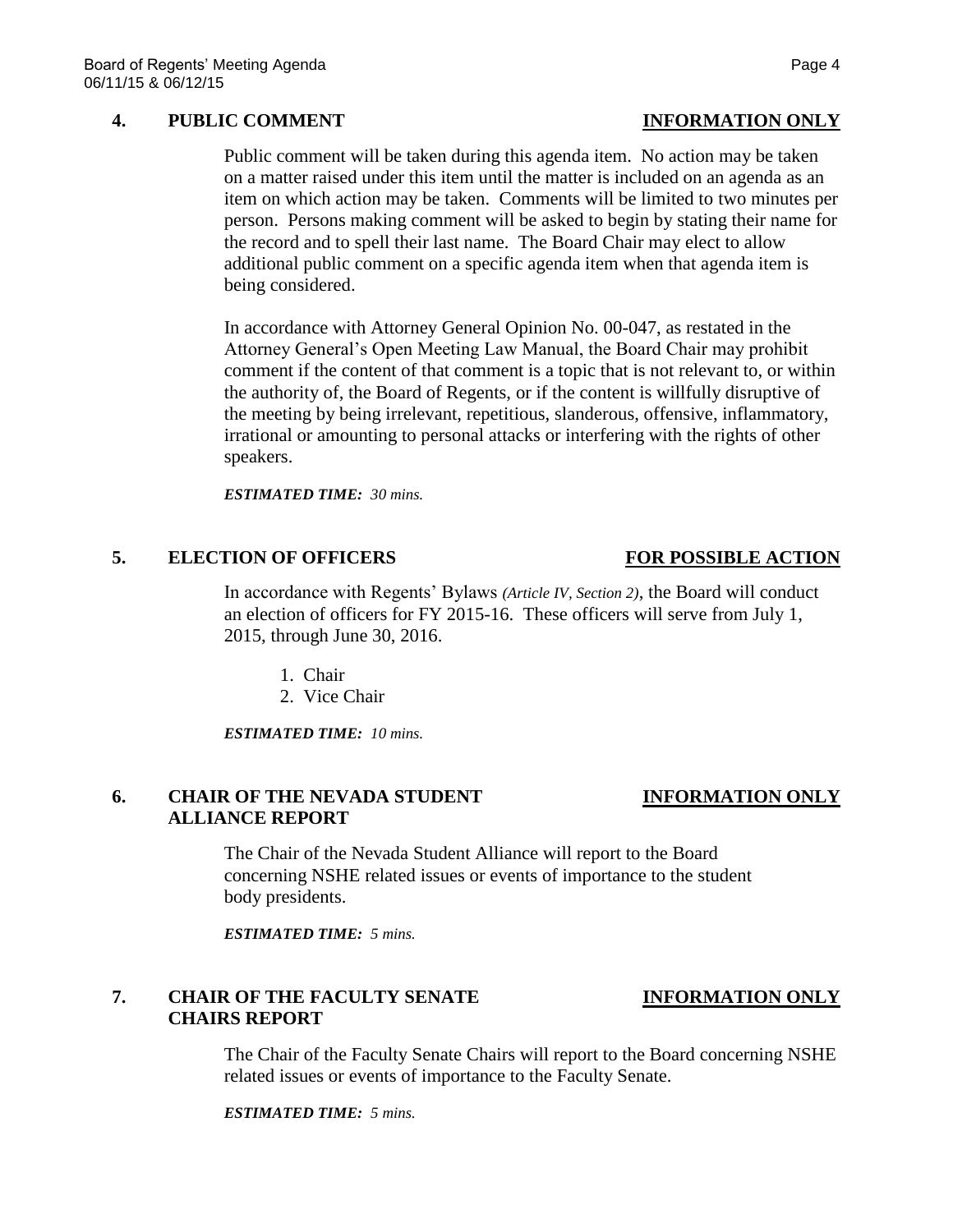## 4. PUBLIC COMMENT — INFORMATION ONLY

Public comment will be taken during this agenda item. No action may be taken on a matter raised under this item until the matter is included on an agenda as an item on which action may be taken. Comments will be limited to two minutes per person. Persons making comment will be asked to begin by stating their name for the record and to spell their last name. The Board Chair may elect to allow additional public comment on a specific agenda item when that agenda item is being considered.

In accordance with Attorney General Opinion No. 00-047, as restated in the Attorney General's Open Meeting Law Manual, the Board Chair may prohibit comment if the content of that comment is a topic that is not relevant to, or within the authority of, the Board of Regents, or if the content is willfully disruptive of the meeting by being irrelevant, repetitious, slanderous, offensive, inflammatory, irrational or amounting to personal attacks or interfering with the rights of other speakers.

***ESTIMATED TIME:*** *30 mins.*

## 5. ELECTION OF OFFICERS — FOR POSSIBLE ACTION

In accordance with Regents' Bylaws *(Article IV, Section 2)*, the Board will conduct an election of officers for FY 2015-16. These officers will serve from July 1, 2015, through June 30, 2016.

1. Chair
2. Vice Chair

***ESTIMATED TIME:*** *10 mins.*

## 6. CHAIR OF THE NEVADA STUDENT ALLIANCE REPORT — INFORMATION ONLY

The Chair of the Nevada Student Alliance will report to the Board concerning NSHE related issues or events of importance to the student body presidents.

***ESTIMATED TIME:*** *5 mins.*

## 7. CHAIR OF THE FACULTY SENATE CHAIRS REPORT — INFORMATION ONLY

The Chair of the Faculty Senate Chairs will report to the Board concerning NSHE related issues or events of importance to the Faculty Senate.

***ESTIMATED TIME:*** *5 mins.*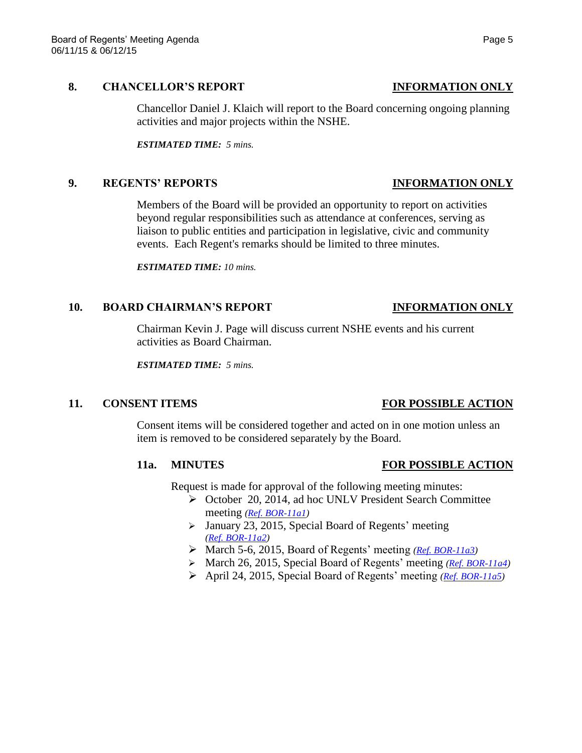## 8. CHANCELLOR'S REPORT **INFORMATION ONLY**

Chancellor Daniel J. Klaich will report to the Board concerning ongoing planning activities and major projects within the NSHE.

***ESTIMATED TIME:*** *5 mins.*

## 9. REGENTS' REPORTS **INFORMATION ONLY**

Members of the Board will be provided an opportunity to report on activities beyond regular responsibilities such as attendance at conferences, serving as liaison to public entities and participation in legislative, civic and community events. Each Regent's remarks should be limited to three minutes.

***ESTIMATED TIME:*** *10 mins.*

## 10. BOARD CHAIRMAN'S REPORT **INFORMATION ONLY**

Chairman Kevin J. Page will discuss current NSHE events and his current activities as Board Chairman.

***ESTIMATED TIME:*** *5 mins.*

## 11. CONSENT ITEMS **FOR POSSIBLE ACTION**

Consent items will be considered together and acted on in one motion unless an item is removed to be considered separately by the Board.

### 11a. MINUTES **FOR POSSIBLE ACTION**

Request is made for approval of the following meeting minutes:

- October 20, 2014, ad hoc UNLV President Search Committee meeting *(Ref. BOR-11a1)*
- January 23, 2015, Special Board of Regents' meeting *(Ref. BOR-11a2)*
- March 5-6, 2015, Board of Regents' meeting *(Ref. BOR-11a3)*
- March 26, 2015, Special Board of Regents' meeting *(Ref. BOR-11a4)*
- April 24, 2015, Special Board of Regents' meeting *(Ref. BOR-11a5)*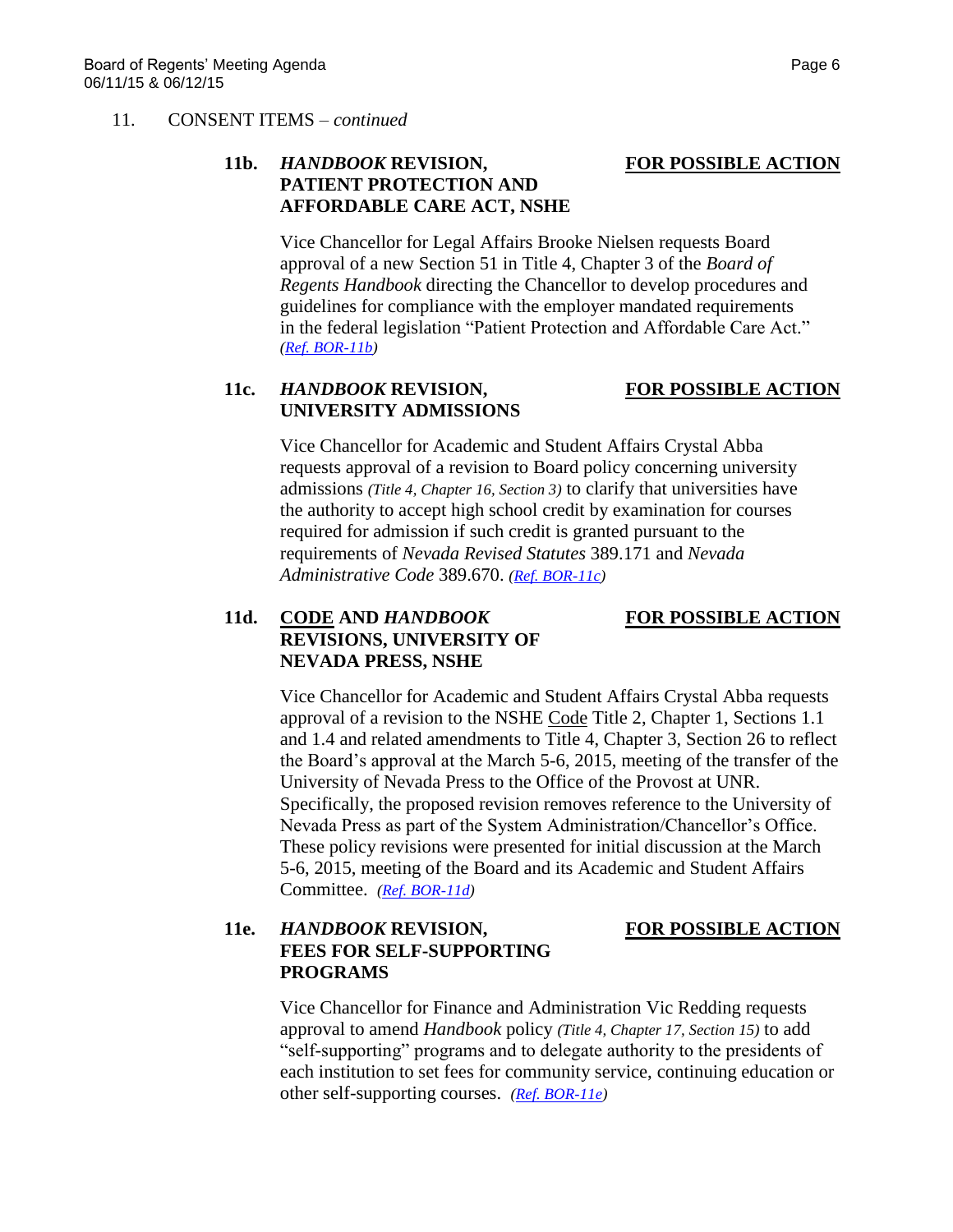11. CONSENT ITEMS – *continued*

**11b. *HANDBOOK* REVISION, PATIENT PROTECTION AND AFFORDABLE CARE ACT, NSHE** — **FOR POSSIBLE ACTION**

Vice Chancellor for Legal Affairs Brooke Nielsen requests Board approval of a new Section 51 in Title 4, Chapter 3 of the *Board of Regents Handbook* directing the Chancellor to develop procedures and guidelines for compliance with the employer mandated requirements in the federal legislation "Patient Protection and Affordable Care Act." *(Ref. BOR-11b)*

**11c. *HANDBOOK* REVISION, UNIVERSITY ADMISSIONS** — **FOR POSSIBLE ACTION**

Vice Chancellor for Academic and Student Affairs Crystal Abba requests approval of a revision to Board policy concerning university admissions *(Title 4, Chapter 16, Section 3)* to clarify that universities have the authority to accept high school credit by examination for courses required for admission if such credit is granted pursuant to the requirements of *Nevada Revised Statutes* 389.171 and *Nevada Administrative Code* 389.670. *(Ref. BOR-11c)*

**11d. CODE AND *HANDBOOK* REVISIONS, UNIVERSITY OF NEVADA PRESS, NSHE** — **FOR POSSIBLE ACTION**

Vice Chancellor for Academic and Student Affairs Crystal Abba requests approval of a revision to the NSHE Code Title 2, Chapter 1, Sections 1.1 and 1.4 and related amendments to Title 4, Chapter 3, Section 26 to reflect the Board's approval at the March 5-6, 2015, meeting of the transfer of the University of Nevada Press to the Office of the Provost at UNR. Specifically, the proposed revision removes reference to the University of Nevada Press as part of the System Administration/Chancellor's Office. These policy revisions were presented for initial discussion at the March 5-6, 2015, meeting of the Board and its Academic and Student Affairs Committee. *(Ref. BOR-11d)*

**11e. *HANDBOOK* REVISION, FEES FOR SELF-SUPPORTING PROGRAMS** — **FOR POSSIBLE ACTION**

Vice Chancellor for Finance and Administration Vic Redding requests approval to amend *Handbook* policy *(Title 4, Chapter 17, Section 15)* to add "self-supporting" programs and to delegate authority to the presidents of each institution to set fees for community service, continuing education or other self-supporting courses. *(Ref. BOR-11e)*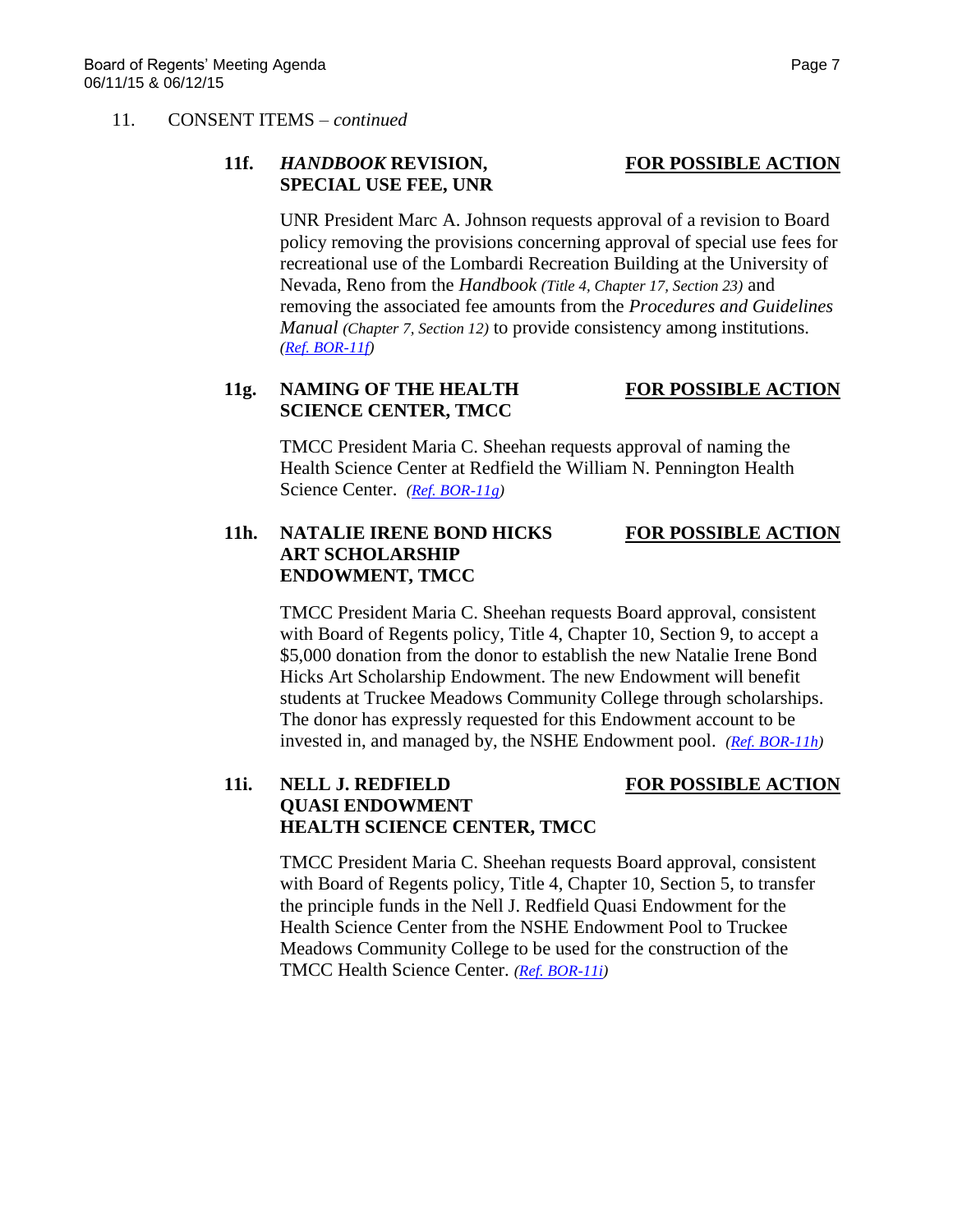11. CONSENT ITEMS – *continued*

**11f. *HANDBOOK* REVISION, SPECIAL USE FEE, UNR** — **FOR POSSIBLE ACTION**

UNR President Marc A. Johnson requests approval of a revision to Board policy removing the provisions concerning approval of special use fees for recreational use of the Lombardi Recreation Building at the University of Nevada, Reno from the *Handbook* *(Title 4, Chapter 17, Section 23)* and removing the associated fee amounts from the *Procedures and Guidelines Manual* *(Chapter 7, Section 12)* to provide consistency among institutions. *(Ref. BOR-11f)*

**11g. NAMING OF THE HEALTH SCIENCE CENTER, TMCC** — **FOR POSSIBLE ACTION**

TMCC President Maria C. Sheehan requests approval of naming the Health Science Center at Redfield the William N. Pennington Health Science Center. *(Ref. BOR-11g)*

**11h. NATALIE IRENE BOND HICKS ART SCHOLARSHIP ENDOWMENT, TMCC** — **FOR POSSIBLE ACTION**

TMCC President Maria C. Sheehan requests Board approval, consistent with Board of Regents policy, Title 4, Chapter 10, Section 9, to accept a $5,000 donation from the donor to establish the new Natalie Irene Bond Hicks Art Scholarship Endowment. The new Endowment will benefit students at Truckee Meadows Community College through scholarships. The donor has expressly requested for this Endowment account to be invested in, and managed by, the NSHE Endowment pool. *(Ref. BOR-11h)*

**11i. NELL J. REDFIELD QUASI ENDOWMENT HEALTH SCIENCE CENTER, TMCC** — **FOR POSSIBLE ACTION**

TMCC President Maria C. Sheehan requests Board approval, consistent with Board of Regents policy, Title 4, Chapter 10, Section 5, to transfer the principle funds in the Nell J. Redfield Quasi Endowment for the Health Science Center from the NSHE Endowment Pool to Truckee Meadows Community College to be used for the construction of the TMCC Health Science Center. *(Ref. BOR-11i)*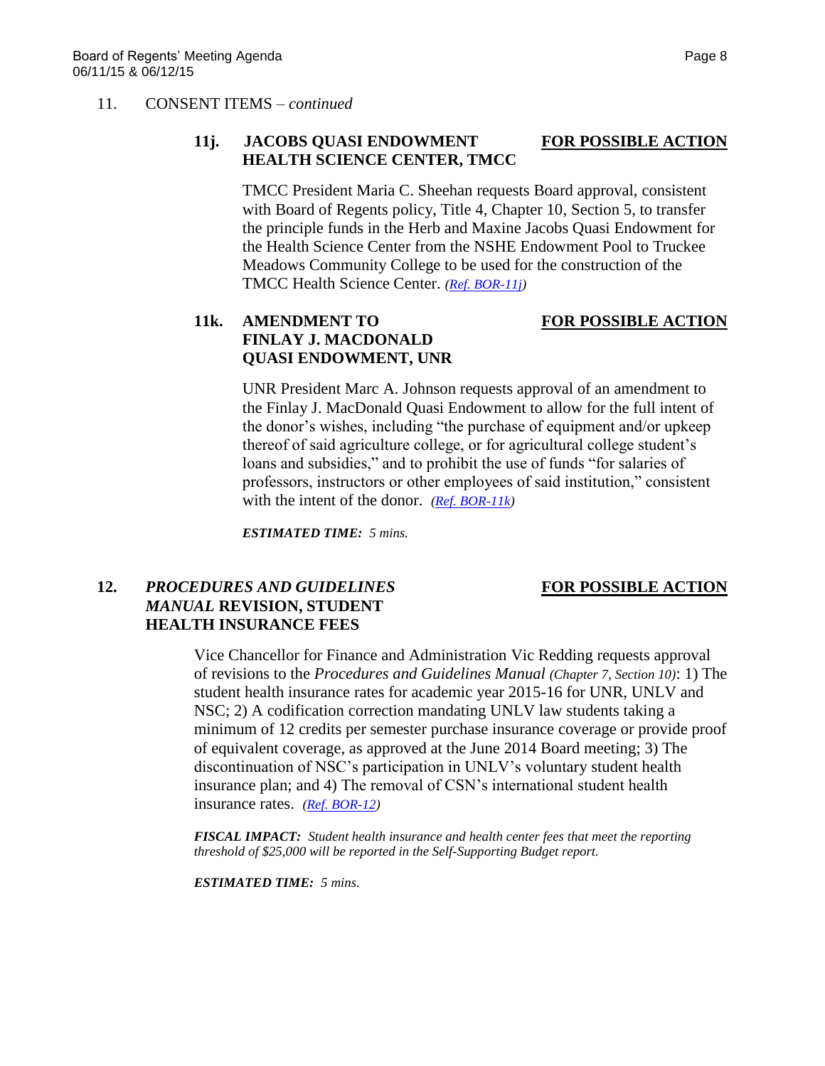11. CONSENT ITEMS – *continued*

**11j. JACOBS QUASI ENDOWMENT HEALTH SCIENCE CENTER, TMCC** **FOR POSSIBLE ACTION**

TMCC President Maria C. Sheehan requests Board approval, consistent with Board of Regents policy, Title 4, Chapter 10, Section 5, to transfer the principle funds in the Herb and Maxine Jacobs Quasi Endowment for the Health Science Center from the NSHE Endowment Pool to Truckee Meadows Community College to be used for the construction of the TMCC Health Science Center. *(Ref. BOR-11j)*

**11k. AMENDMENT TO FINLAY J. MACDONALD QUASI ENDOWMENT, UNR** **FOR POSSIBLE ACTION**

UNR President Marc A. Johnson requests approval of an amendment to the Finlay J. MacDonald Quasi Endowment to allow for the full intent of the donor's wishes, including "the purchase of equipment and/or upkeep thereof of said agriculture college, or for agricultural college student's loans and subsidies," and to prohibit the use of funds "for salaries of professors, instructors or other employees of said institution," consistent with the intent of the donor. *(Ref. BOR-11k)*

***ESTIMATED TIME:*** *5 mins.*

**12. *PROCEDURES AND GUIDELINES MANUAL* REVISION, STUDENT HEALTH INSURANCE FEES** **FOR POSSIBLE ACTION**

Vice Chancellor for Finance and Administration Vic Redding requests approval of revisions to the *Procedures and Guidelines Manual* *(Chapter 7, Section 10)*: 1) The student health insurance rates for academic year 2015-16 for UNR, UNLV and NSC; 2) A codification correction mandating UNLV law students taking a minimum of 12 credits per semester purchase insurance coverage or provide proof of equivalent coverage, as approved at the June 2014 Board meeting; 3) The discontinuation of NSC's participation in UNLV's voluntary student health insurance plan; and 4) The removal of CSN's international student health insurance rates. *(Ref. BOR-12)*

***FISCAL IMPACT:*** *Student health insurance and health center fees that meet the reporting threshold of $25,000 will be reported in the Self-Supporting Budget report.*

***ESTIMATED TIME:*** *5 mins.*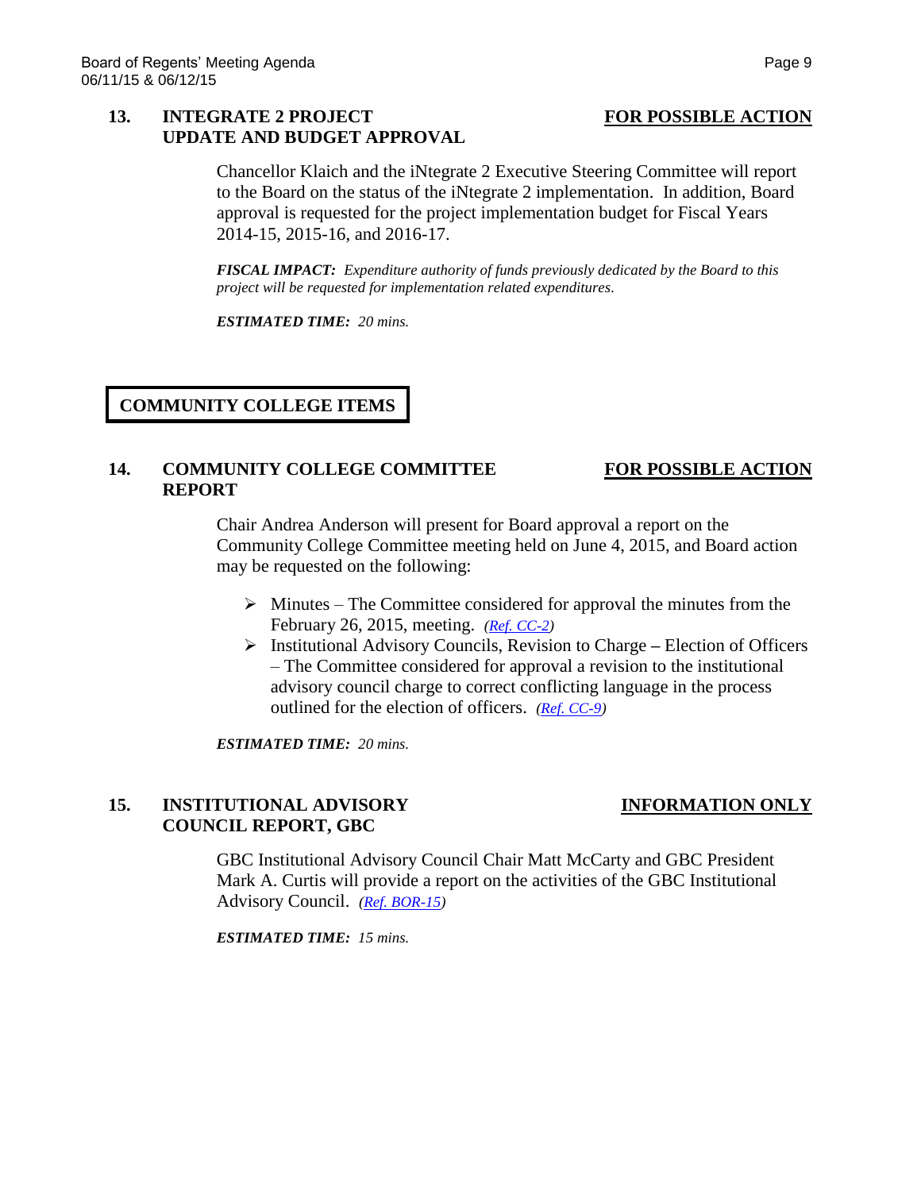### 13. INTEGRATE 2 PROJECT UPDATE AND BUDGET APPROVAL — FOR POSSIBLE ACTION

Chancellor Klaich and the iNtegrate 2 Executive Steering Committee will report to the Board on the status of the iNtegrate 2 implementation. In addition, Board approval is requested for the project implementation budget for Fiscal Years 2014-15, 2015-16, and 2016-17.

***FISCAL IMPACT:*** *Expenditure authority of funds previously dedicated by the Board to this project will be requested for implementation related expenditures.*

***ESTIMATED TIME:*** *20 mins.*

## COMMUNITY COLLEGE ITEMS

### 14. COMMUNITY COLLEGE COMMITTEE REPORT — FOR POSSIBLE ACTION

Chair Andrea Anderson will present for Board approval a report on the Community College Committee meeting held on June 4, 2015, and Board action may be requested on the following:

- Minutes – The Committee considered for approval the minutes from the February 26, 2015, meeting. *(Ref. CC-2)*
- Institutional Advisory Councils, Revision to Charge **–** Election of Officers – The Committee considered for approval a revision to the institutional advisory council charge to correct conflicting language in the process outlined for the election of officers. *(Ref. CC-9)*

***ESTIMATED TIME:*** *20 mins.*

### 15. INSTITUTIONAL ADVISORY COUNCIL REPORT, GBC — INFORMATION ONLY

GBC Institutional Advisory Council Chair Matt McCarty and GBC President Mark A. Curtis will provide a report on the activities of the GBC Institutional Advisory Council. *(Ref. BOR-15)*

***ESTIMATED TIME:*** *15 mins.*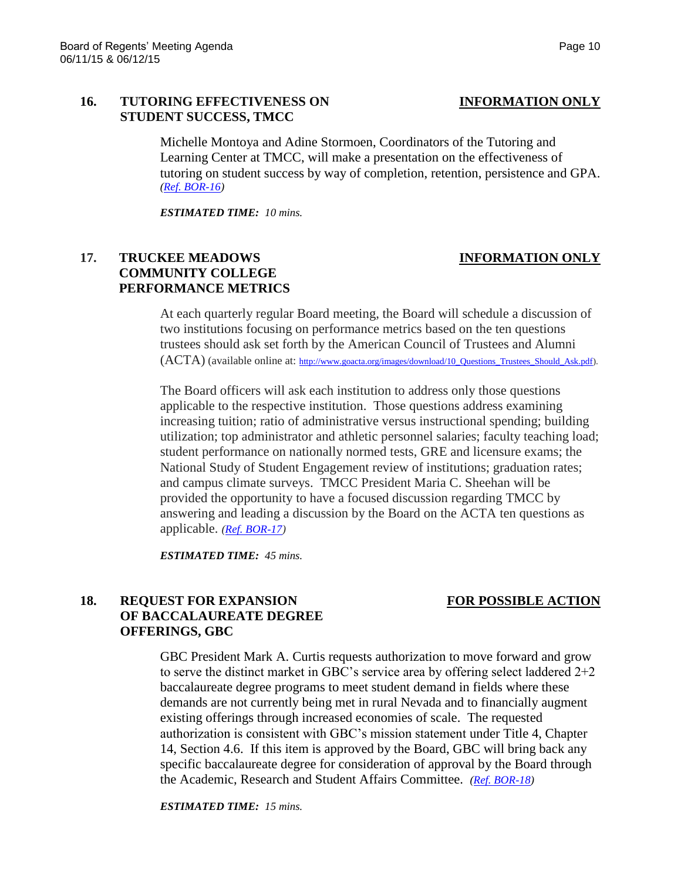### 16. TUTORING EFFECTIVENESS ON STUDENT SUCCESS, TMCC — INFORMATION ONLY

Michelle Montoya and Adine Stormoen, Coordinators of the Tutoring and Learning Center at TMCC, will make a presentation on the effectiveness of tutoring on student success by way of completion, retention, persistence and GPA. *(Ref. BOR-16)*

***ESTIMATED TIME:*** *10 mins.*

### 17. TRUCKEE MEADOWS COMMUNITY COLLEGE PERFORMANCE METRICS — INFORMATION ONLY

At each quarterly regular Board meeting, the Board will schedule a discussion of two institutions focusing on performance metrics based on the ten questions trustees should ask set forth by the American Council of Trustees and Alumni (ACTA) (available online at: http://www.goacta.org/images/download/10_Questions_Trustees_Should_Ask.pdf).

The Board officers will ask each institution to address only those questions applicable to the respective institution. Those questions address examining increasing tuition; ratio of administrative versus instructional spending; building utilization; top administrator and athletic personnel salaries; faculty teaching load; student performance on nationally normed tests, GRE and licensure exams; the National Study of Student Engagement review of institutions; graduation rates; and campus climate surveys. TMCC President Maria C. Sheehan will be provided the opportunity to have a focused discussion regarding TMCC by answering and leading a discussion by the Board on the ACTA ten questions as applicable. *(Ref. BOR-17)*

***ESTIMATED TIME:*** *45 mins.*

### 18. REQUEST FOR EXPANSION OF BACCALAUREATE DEGREE OFFERINGS, GBC — FOR POSSIBLE ACTION

GBC President Mark A. Curtis requests authorization to move forward and grow to serve the distinct market in GBC's service area by offering select laddered 2+2 baccalaureate degree programs to meet student demand in fields where these demands are not currently being met in rural Nevada and to financially augment existing offerings through increased economies of scale. The requested authorization is consistent with GBC's mission statement under Title 4, Chapter 14, Section 4.6. If this item is approved by the Board, GBC will bring back any specific baccalaureate degree for consideration of approval by the Board through the Academic, Research and Student Affairs Committee. *(Ref. BOR-18)*

***ESTIMATED TIME:*** *15 mins.*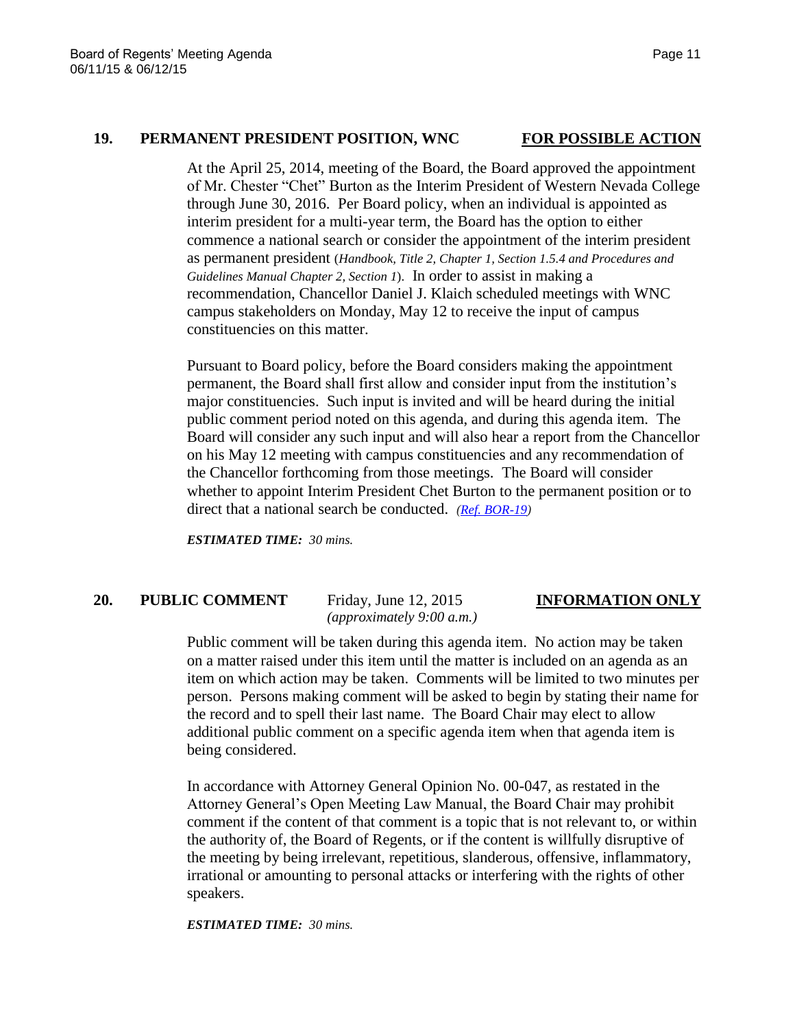## 19. PERMANENT PRESIDENT POSITION, WNC **FOR POSSIBLE ACTION**

At the April 25, 2014, meeting of the Board, the Board approved the appointment of Mr. Chester "Chet" Burton as the Interim President of Western Nevada College through June 30, 2016. Per Board policy, when an individual is appointed as interim president for a multi-year term, the Board has the option to either commence a national search or consider the appointment of the interim president as permanent president (*Handbook, Title 2, Chapter 1, Section 1.5.4 and Procedures and Guidelines Manual Chapter 2, Section 1*). In order to assist in making a recommendation, Chancellor Daniel J. Klaich scheduled meetings with WNC campus stakeholders on Monday, May 12 to receive the input of campus constituencies on this matter.

Pursuant to Board policy, before the Board considers making the appointment permanent, the Board shall first allow and consider input from the institution's major constituencies. Such input is invited and will be heard during the initial public comment period noted on this agenda, and during this agenda item. The Board will consider any such input and will also hear a report from the Chancellor on his May 12 meeting with campus constituencies and any recommendation of the Chancellor forthcoming from those meetings. The Board will consider whether to appoint Interim President Chet Burton to the permanent position or to direct that a national search be conducted. *(Ref. BOR-19)*

***ESTIMATED TIME:*** *30 mins.*

## 20. PUBLIC COMMENT Friday, June 12, 2015 *(approximately 9:00 a.m.)* **INFORMATION ONLY**

Public comment will be taken during this agenda item. No action may be taken on a matter raised under this item until the matter is included on an agenda as an item on which action may be taken. Comments will be limited to two minutes per person. Persons making comment will be asked to begin by stating their name for the record and to spell their last name. The Board Chair may elect to allow additional public comment on a specific agenda item when that agenda item is being considered.

In accordance with Attorney General Opinion No. 00-047, as restated in the Attorney General's Open Meeting Law Manual, the Board Chair may prohibit comment if the content of that comment is a topic that is not relevant to, or within the authority of, the Board of Regents, or if the content is willfully disruptive of the meeting by being irrelevant, repetitious, slanderous, offensive, inflammatory, irrational or amounting to personal attacks or interfering with the rights of other speakers.

***ESTIMATED TIME:*** *30 mins.*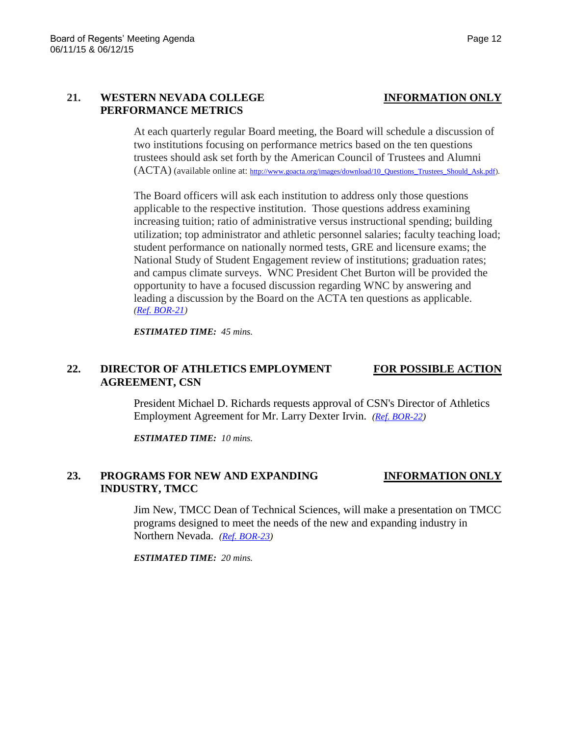## 21. WESTERN NEVADA COLLEGE PERFORMANCE METRICS

**INFORMATION ONLY**

At each quarterly regular Board meeting, the Board will schedule a discussion of two institutions focusing on performance metrics based on the ten questions trustees should ask set forth by the American Council of Trustees and Alumni (ACTA) (available online at: http://www.goacta.org/images/download/10_Questions_Trustees_Should_Ask.pdf).

The Board officers will ask each institution to address only those questions applicable to the respective institution. Those questions address examining increasing tuition; ratio of administrative versus instructional spending; building utilization; top administrator and athletic personnel salaries; faculty teaching load; student performance on nationally normed tests, GRE and licensure exams; the National Study of Student Engagement review of institutions; graduation rates; and campus climate surveys. WNC President Chet Burton will be provided the opportunity to have a focused discussion regarding WNC by answering and leading a discussion by the Board on the ACTA ten questions as applicable. *(Ref. BOR-21)*

***ESTIMATED TIME:*** *45 mins.*

## 22. DIRECTOR OF ATHLETICS EMPLOYMENT AGREEMENT, CSN

**FOR POSSIBLE ACTION**

President Michael D. Richards requests approval of CSN's Director of Athletics Employment Agreement for Mr. Larry Dexter Irvin. *(Ref. BOR-22)*

***ESTIMATED TIME:*** *10 mins.*

## 23. PROGRAMS FOR NEW AND EXPANDING INDUSTRY, TMCC

**INFORMATION ONLY**

Jim New, TMCC Dean of Technical Sciences, will make a presentation on TMCC programs designed to meet the needs of the new and expanding industry in Northern Nevada. *(Ref. BOR-23)*

***ESTIMATED TIME:*** *20 mins.*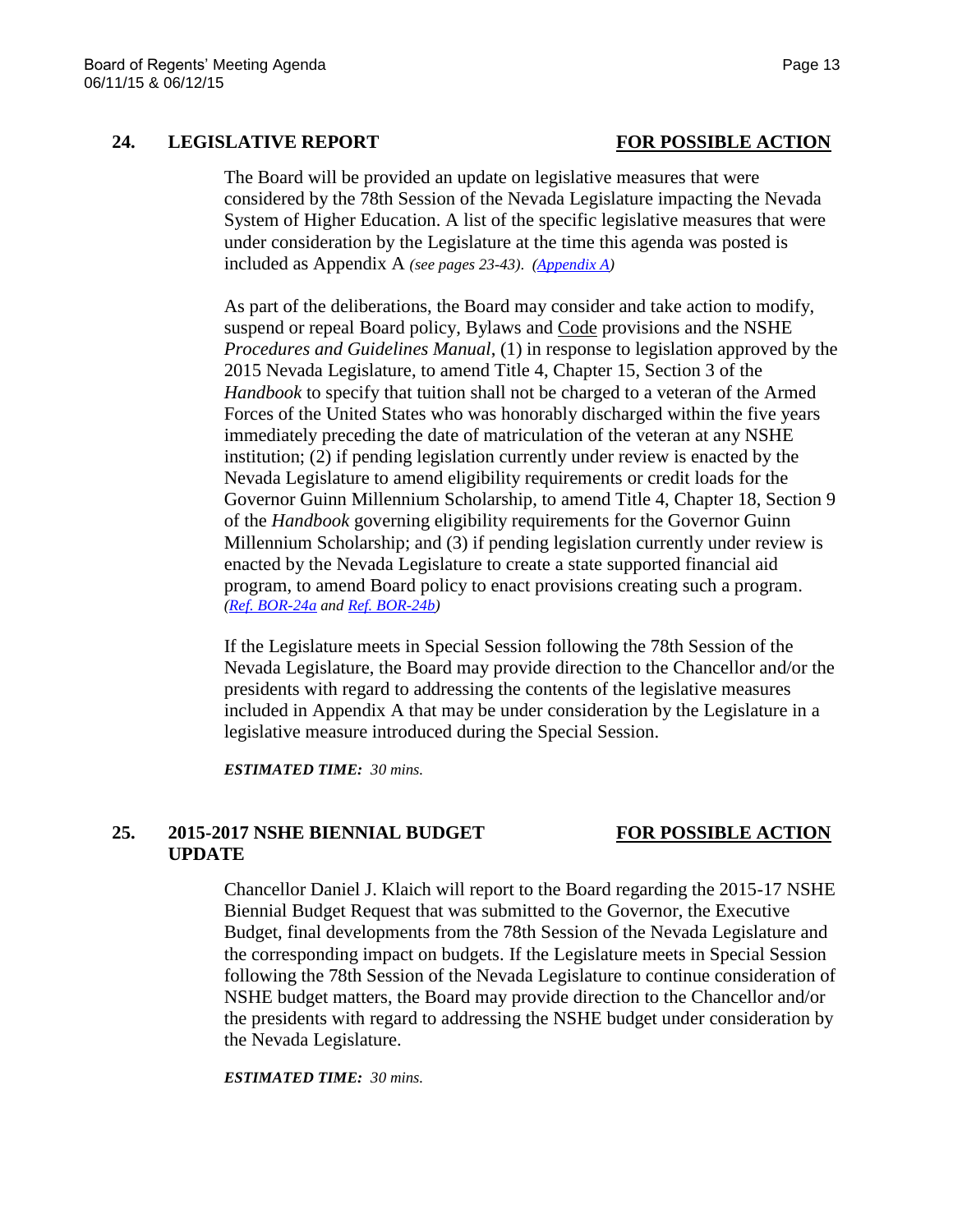## 24. LEGISLATIVE REPORT **FOR POSSIBLE ACTION**

The Board will be provided an update on legislative measures that were considered by the 78th Session of the Nevada Legislature impacting the Nevada System of Higher Education. A list of the specific legislative measures that were under consideration by the Legislature at the time this agenda was posted is included as Appendix A *(see pages 23-43). (Appendix A)*

As part of the deliberations, the Board may consider and take action to modify, suspend or repeal Board policy, Bylaws and Code provisions and the NSHE *Procedures and Guidelines Manual*, (1) in response to legislation approved by the 2015 Nevada Legislature, to amend Title 4, Chapter 15, Section 3 of the *Handbook* to specify that tuition shall not be charged to a veteran of the Armed Forces of the United States who was honorably discharged within the five years immediately preceding the date of matriculation of the veteran at any NSHE institution; (2) if pending legislation currently under review is enacted by the Nevada Legislature to amend eligibility requirements or credit loads for the Governor Guinn Millennium Scholarship, to amend Title 4, Chapter 18, Section 9 of the *Handbook* governing eligibility requirements for the Governor Guinn Millennium Scholarship; and (3) if pending legislation currently under review is enacted by the Nevada Legislature to create a state supported financial aid program, to amend Board policy to enact provisions creating such a program. *(Ref. BOR-24a and Ref. BOR-24b)*

If the Legislature meets in Special Session following the 78th Session of the Nevada Legislature, the Board may provide direction to the Chancellor and/or the presidents with regard to addressing the contents of the legislative measures included in Appendix A that may be under consideration by the Legislature in a legislative measure introduced during the Special Session.

***ESTIMATED TIME:*** *30 mins.*

## 25. 2015-2017 NSHE BIENNIAL BUDGET UPDATE **FOR POSSIBLE ACTION**

Chancellor Daniel J. Klaich will report to the Board regarding the 2015-17 NSHE Biennial Budget Request that was submitted to the Governor, the Executive Budget, final developments from the 78th Session of the Nevada Legislature and the corresponding impact on budgets. If the Legislature meets in Special Session following the 78th Session of the Nevada Legislature to continue consideration of NSHE budget matters, the Board may provide direction to the Chancellor and/or the presidents with regard to addressing the NSHE budget under consideration by the Nevada Legislature.

***ESTIMATED TIME:*** *30 mins.*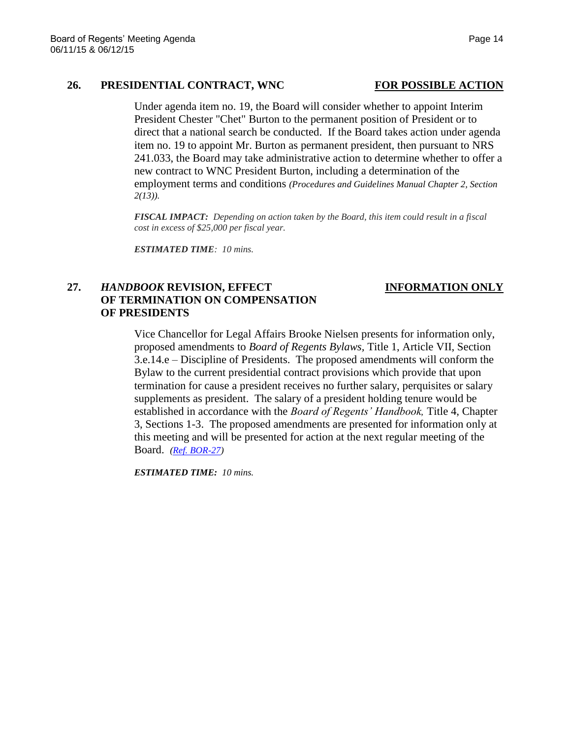### 26. PRESIDENTIAL CONTRACT, WNC — FOR POSSIBLE ACTION

Under agenda item no. 19, the Board will consider whether to appoint Interim President Chester "Chet" Burton to the permanent position of President or to direct that a national search be conducted. If the Board takes action under agenda item no. 19 to appoint Mr. Burton as permanent president, then pursuant to NRS 241.033, the Board may take administrative action to determine whether to offer a new contract to WNC President Burton, including a determination of the employment terms and conditions *(Procedures and Guidelines Manual Chapter 2, Section 2(13)).*

***FISCAL IMPACT:*** *Depending on action taken by the Board, this item could result in a fiscal cost in excess of $25,000 per fiscal year.*

***ESTIMATED TIME****: 10 mins.*

### 27. *HANDBOOK* REVISION, EFFECT OF TERMINATION ON COMPENSATION OF PRESIDENTS — INFORMATION ONLY

Vice Chancellor for Legal Affairs Brooke Nielsen presents for information only, proposed amendments to *Board of Regents Bylaws,* Title 1, Article VII, Section 3.e.14.e – Discipline of Presidents. The proposed amendments will conform the Bylaw to the current presidential contract provisions which provide that upon termination for cause a president receives no further salary, perquisites or salary supplements as president. The salary of a president holding tenure would be established in accordance with the *Board of Regents' Handbook,* Title 4, Chapter 3, Sections 1-3. The proposed amendments are presented for information only at this meeting and will be presented for action at the next regular meeting of the Board. *(Ref. BOR-27)*

***ESTIMATED TIME:*** *10 mins.*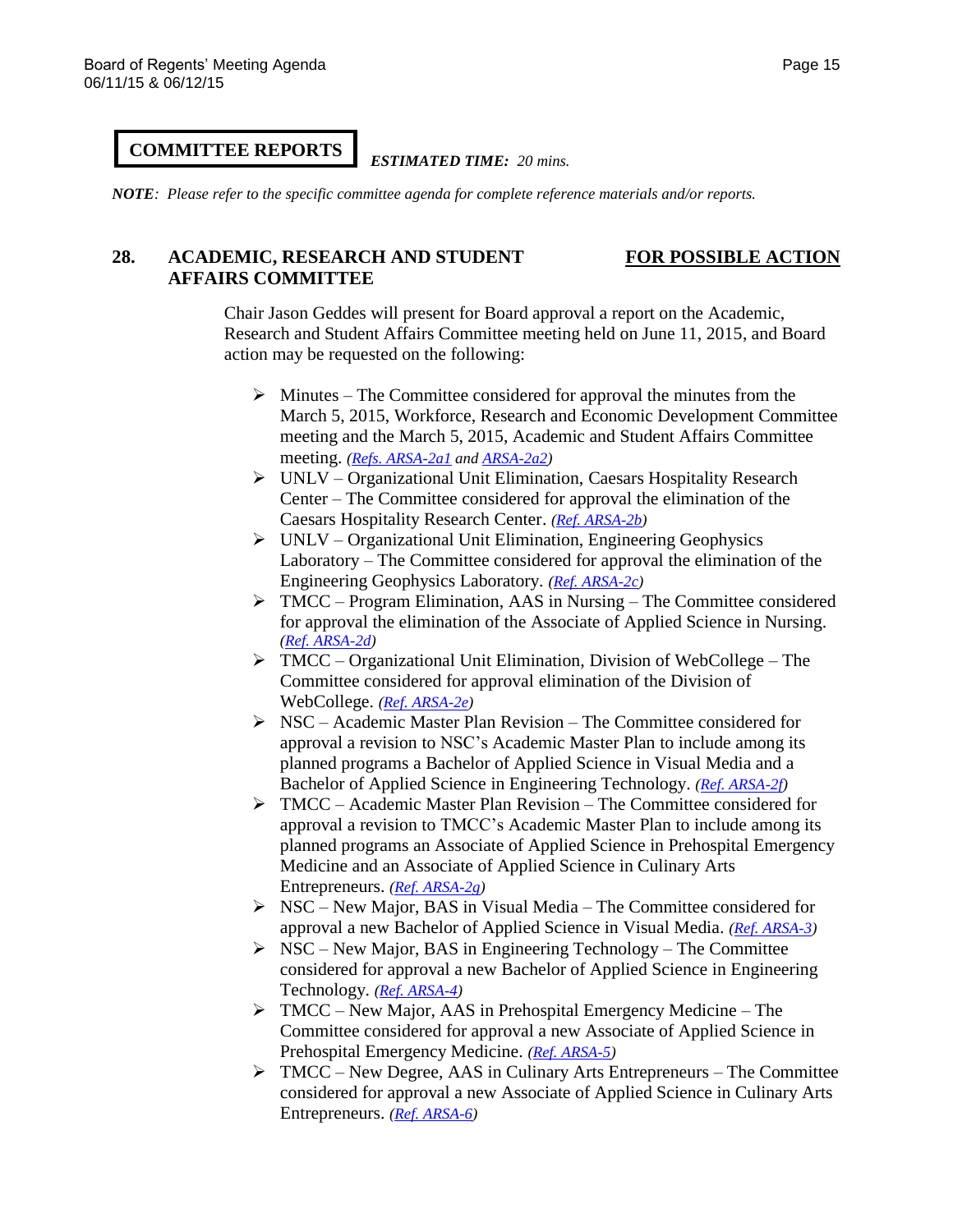**COMMITTEE REPORTS** *ESTIMATED TIME: 20 mins.*

*NOTE: Please refer to the specific committee agenda for complete reference materials and/or reports.*

## 28. ACADEMIC, RESEARCH AND STUDENT AFFAIRS COMMITTEE — FOR POSSIBLE ACTION

Chair Jason Geddes will present for Board approval a report on the Academic, Research and Student Affairs Committee meeting held on June 11, 2015, and Board action may be requested on the following:

- Minutes – The Committee considered for approval the minutes from the March 5, 2015, Workforce, Research and Economic Development Committee meeting and the March 5, 2015, Academic and Student Affairs Committee meeting. *(Refs. ARSA-2a1 and ARSA-2a2)*
- UNLV – Organizational Unit Elimination, Caesars Hospitality Research Center – The Committee considered for approval the elimination of the Caesars Hospitality Research Center. *(Ref. ARSA-2b)*
- UNLV – Organizational Unit Elimination, Engineering Geophysics Laboratory – The Committee considered for approval the elimination of the Engineering Geophysics Laboratory. *(Ref. ARSA-2c)*
- TMCC – Program Elimination, AAS in Nursing – The Committee considered for approval the elimination of the Associate of Applied Science in Nursing. *(Ref. ARSA-2d)*
- TMCC – Organizational Unit Elimination, Division of WebCollege – The Committee considered for approval elimination of the Division of WebCollege. *(Ref. ARSA-2e)*
- NSC – Academic Master Plan Revision – The Committee considered for approval a revision to NSC's Academic Master Plan to include among its planned programs a Bachelor of Applied Science in Visual Media and a Bachelor of Applied Science in Engineering Technology. *(Ref. ARSA-2f)*
- TMCC – Academic Master Plan Revision – The Committee considered for approval a revision to TMCC's Academic Master Plan to include among its planned programs an Associate of Applied Science in Prehospital Emergency Medicine and an Associate of Applied Science in Culinary Arts Entrepreneurs. *(Ref. ARSA-2g)*
- NSC – New Major, BAS in Visual Media – The Committee considered for approval a new Bachelor of Applied Science in Visual Media. *(Ref. ARSA-3)*
- NSC – New Major, BAS in Engineering Technology – The Committee considered for approval a new Bachelor of Applied Science in Engineering Technology. *(Ref. ARSA-4)*
- TMCC – New Major, AAS in Prehospital Emergency Medicine – The Committee considered for approval a new Associate of Applied Science in Prehospital Emergency Medicine. *(Ref. ARSA-5)*
- TMCC – New Degree, AAS in Culinary Arts Entrepreneurs – The Committee considered for approval a new Associate of Applied Science in Culinary Arts Entrepreneurs. *(Ref. ARSA-6)*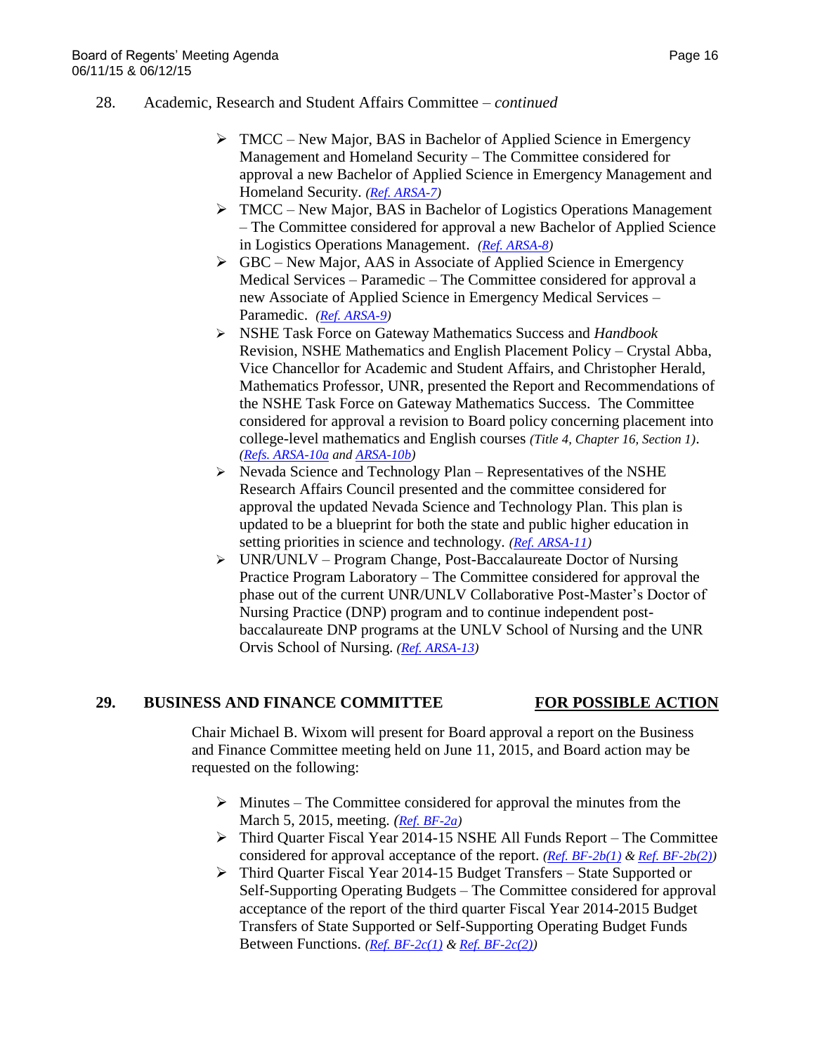28. Academic, Research and Student Affairs Committee – *continued*

- TMCC – New Major, BAS in Bachelor of Applied Science in Emergency Management and Homeland Security – The Committee considered for approval a new Bachelor of Applied Science in Emergency Management and Homeland Security. *(Ref. ARSA-7)*
- TMCC – New Major, BAS in Bachelor of Logistics Operations Management – The Committee considered for approval a new Bachelor of Applied Science in Logistics Operations Management. *(Ref. ARSA-8)*
- GBC – New Major, AAS in Associate of Applied Science in Emergency Medical Services – Paramedic – The Committee considered for approval a new Associate of Applied Science in Emergency Medical Services – Paramedic. *(Ref. ARSA-9)*
- NSHE Task Force on Gateway Mathematics Success and *Handbook* Revision, NSHE Mathematics and English Placement Policy – Crystal Abba, Vice Chancellor for Academic and Student Affairs, and Christopher Herald, Mathematics Professor, UNR, presented the Report and Recommendations of the NSHE Task Force on Gateway Mathematics Success. The Committee considered for approval a revision to Board policy concerning placement into college-level mathematics and English courses *(Title 4, Chapter 16, Section 1)*. *(Refs. ARSA-10a and ARSA-10b)*
- Nevada Science and Technology Plan – Representatives of the NSHE Research Affairs Council presented and the committee considered for approval the updated Nevada Science and Technology Plan. This plan is updated to be a blueprint for both the state and public higher education in setting priorities in science and technology. *(Ref. ARSA-11)*
- UNR/UNLV – Program Change, Post-Baccalaureate Doctor of Nursing Practice Program Laboratory – The Committee considered for approval the phase out of the current UNR/UNLV Collaborative Post-Master's Doctor of Nursing Practice (DNP) program and to continue independent post-baccalaureate DNP programs at the UNLV School of Nursing and the UNR Orvis School of Nursing. *(Ref. ARSA-13)*

**29. BUSINESS AND FINANCE COMMITTEE** **FOR POSSIBLE ACTION**

Chair Michael B. Wixom will present for Board approval a report on the Business and Finance Committee meeting held on June 11, 2015, and Board action may be requested on the following:

- Minutes – The Committee considered for approval the minutes from the March 5, 2015, meeting. *(Ref. BF-2a)*
- Third Quarter Fiscal Year 2014-15 NSHE All Funds Report – The Committee considered for approval acceptance of the report. *(Ref. BF-2b(1) & Ref. BF-2b(2))*
- Third Quarter Fiscal Year 2014-15 Budget Transfers – State Supported or Self-Supporting Operating Budgets – The Committee considered for approval acceptance of the report of the third quarter Fiscal Year 2014-2015 Budget Transfers of State Supported or Self-Supporting Operating Budget Funds Between Functions. *(Ref. BF-2c(1) & Ref. BF-2c(2))*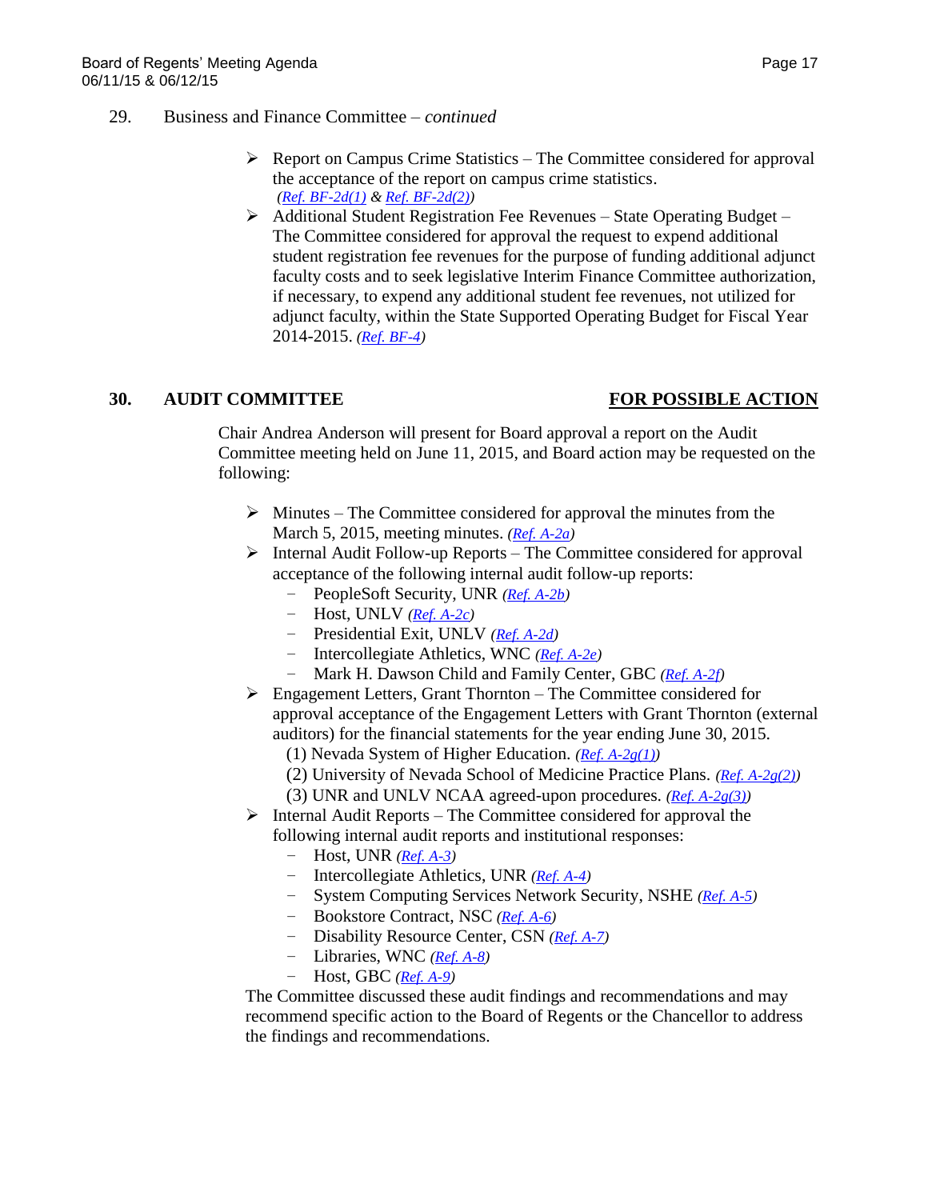29. Business and Finance Committee – *continued*

- Report on Campus Crime Statistics – The Committee considered for approval the acceptance of the report on campus crime statistics. *(Ref. BF-2d(1) & Ref. BF-2d(2))*
- Additional Student Registration Fee Revenues – State Operating Budget – The Committee considered for approval the request to expend additional student registration fee revenues for the purpose of funding additional adjunct faculty costs and to seek legislative Interim Finance Committee authorization, if necessary, to expend any additional student fee revenues, not utilized for adjunct faculty, within the State Supported Operating Budget for Fiscal Year 2014-2015. *(Ref. BF-4)*

## 30. AUDIT COMMITTEE — FOR POSSIBLE ACTION

Chair Andrea Anderson will present for Board approval a report on the Audit Committee meeting held on June 11, 2015, and Board action may be requested on the following:

- Minutes – The Committee considered for approval the minutes from the March 5, 2015, meeting minutes. *(Ref. A-2a)*
- Internal Audit Follow-up Reports – The Committee considered for approval acceptance of the following internal audit follow-up reports:
  - PeopleSoft Security, UNR *(Ref. A-2b)*
  - Host, UNLV *(Ref. A-2c)*
  - Presidential Exit, UNLV *(Ref. A-2d)*
  - Intercollegiate Athletics, WNC *(Ref. A-2e)*
  - Mark H. Dawson Child and Family Center, GBC *(Ref. A-2f)*
- Engagement Letters, Grant Thornton – The Committee considered for approval acceptance of the Engagement Letters with Grant Thornton (external auditors) for the financial statements for the year ending June 30, 2015.
  - (1) Nevada System of Higher Education. *(Ref. A-2g(1))*
  - (2) University of Nevada School of Medicine Practice Plans. *(Ref. A-2g(2))*
  - (3) UNR and UNLV NCAA agreed-upon procedures. *(Ref. A-2g(3))*
- Internal Audit Reports – The Committee considered for approval the following internal audit reports and institutional responses:
  - Host, UNR *(Ref. A-3)*
  - Intercollegiate Athletics, UNR *(Ref. A-4)*
  - System Computing Services Network Security, NSHE *(Ref. A-5)*
  - Bookstore Contract, NSC *(Ref. A-6)*
  - Disability Resource Center, CSN *(Ref. A-7)*
  - Libraries, WNC *(Ref. A-8)*
  - Host, GBC *(Ref. A-9)*

The Committee discussed these audit findings and recommendations and may recommend specific action to the Board of Regents or the Chancellor to address the findings and recommendations.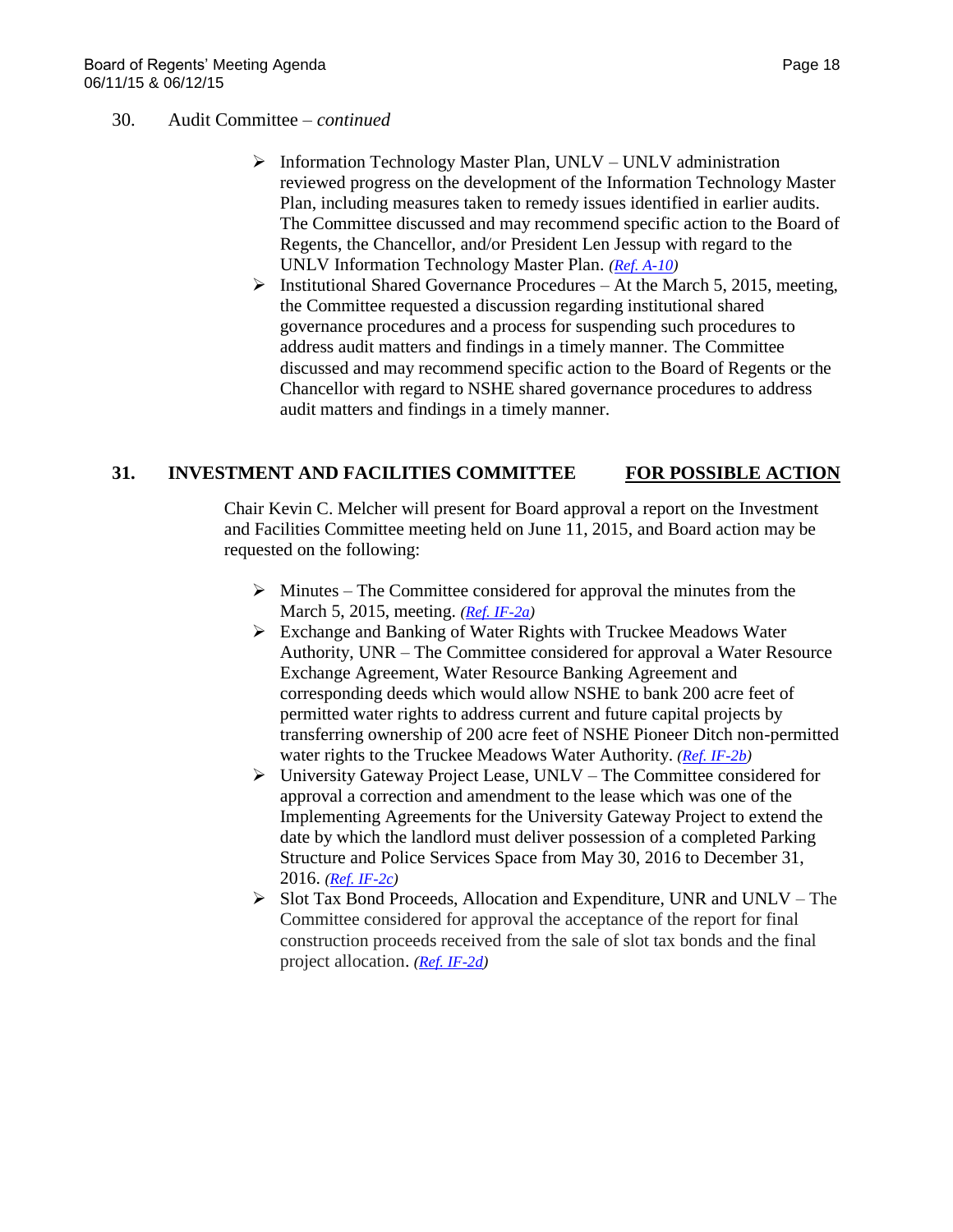30. Audit Committee – *continued*

- Information Technology Master Plan, UNLV – UNLV administration reviewed progress on the development of the Information Technology Master Plan, including measures taken to remedy issues identified in earlier audits. The Committee discussed and may recommend specific action to the Board of Regents, the Chancellor, and/or President Len Jessup with regard to the UNLV Information Technology Master Plan. *(Ref. A-10)*
- Institutional Shared Governance Procedures – At the March 5, 2015, meeting, the Committee requested a discussion regarding institutional shared governance procedures and a process for suspending such procedures to address audit matters and findings in a timely manner. The Committee discussed and may recommend specific action to the Board of Regents or the Chancellor with regard to NSHE shared governance procedures to address audit matters and findings in a timely manner.

## 31. INVESTMENT AND FACILITIES COMMITTEE — FOR POSSIBLE ACTION

Chair Kevin C. Melcher will present for Board approval a report on the Investment and Facilities Committee meeting held on June 11, 2015, and Board action may be requested on the following:

- Minutes – The Committee considered for approval the minutes from the March 5, 2015, meeting. *(Ref. IF-2a)*
- Exchange and Banking of Water Rights with Truckee Meadows Water Authority, UNR – The Committee considered for approval a Water Resource Exchange Agreement, Water Resource Banking Agreement and corresponding deeds which would allow NSHE to bank 200 acre feet of permitted water rights to address current and future capital projects by transferring ownership of 200 acre feet of NSHE Pioneer Ditch non-permitted water rights to the Truckee Meadows Water Authority. *(Ref. IF-2b)*
- University Gateway Project Lease, UNLV – The Committee considered for approval a correction and amendment to the lease which was one of the Implementing Agreements for the University Gateway Project to extend the date by which the landlord must deliver possession of a completed Parking Structure and Police Services Space from May 30, 2016 to December 31, 2016. *(Ref. IF-2c)*
- Slot Tax Bond Proceeds, Allocation and Expenditure, UNR and UNLV – The Committee considered for approval the acceptance of the report for final construction proceeds received from the sale of slot tax bonds and the final project allocation. *(Ref. IF-2d)*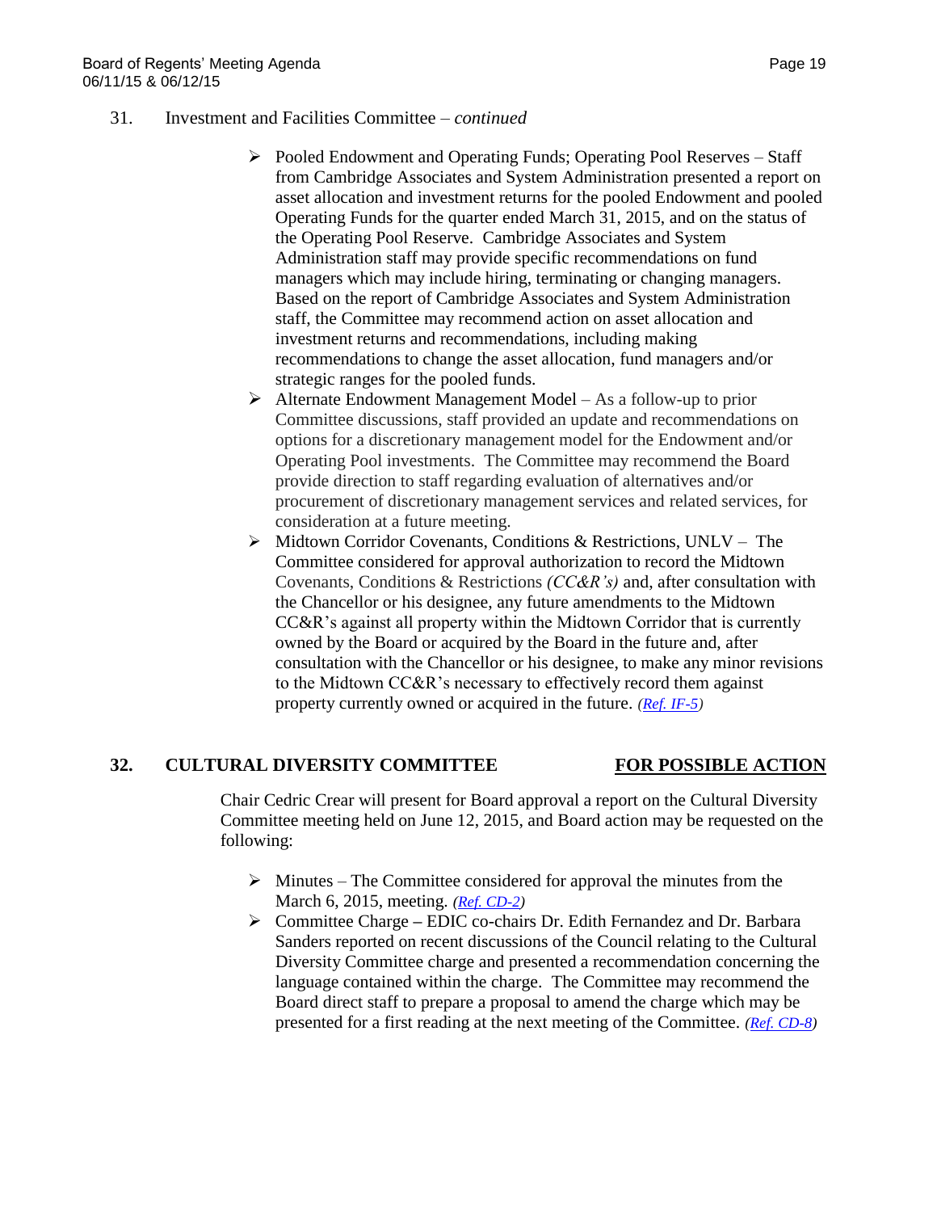31. Investment and Facilities Committee – *continued*

- Pooled Endowment and Operating Funds; Operating Pool Reserves – Staff from Cambridge Associates and System Administration presented a report on asset allocation and investment returns for the pooled Endowment and pooled Operating Funds for the quarter ended March 31, 2015, and on the status of the Operating Pool Reserve. Cambridge Associates and System Administration staff may provide specific recommendations on fund managers which may include hiring, terminating or changing managers. Based on the report of Cambridge Associates and System Administration staff, the Committee may recommend action on asset allocation and investment returns and recommendations, including making recommendations to change the asset allocation, fund managers and/or strategic ranges for the pooled funds.
- Alternate Endowment Management Model – As a follow-up to prior Committee discussions, staff provided an update and recommendations on options for a discretionary management model for the Endowment and/or Operating Pool investments. The Committee may recommend the Board provide direction to staff regarding evaluation of alternatives and/or procurement of discretionary management services and related services, for consideration at a future meeting.
- Midtown Corridor Covenants, Conditions & Restrictions, UNLV – The Committee considered for approval authorization to record the Midtown Covenants, Conditions & Restrictions *(CC&R's)* and, after consultation with the Chancellor or his designee, any future amendments to the Midtown CC&R's against all property within the Midtown Corridor that is currently owned by the Board or acquired by the Board in the future and, after consultation with the Chancellor or his designee, to make any minor revisions to the Midtown CC&R's necessary to effectively record them against property currently owned or acquired in the future. *(Ref. IF-5)*

## 32. CULTURAL DIVERSITY COMMITTEE — FOR POSSIBLE ACTION

Chair Cedric Crear will present for Board approval a report on the Cultural Diversity Committee meeting held on June 12, 2015, and Board action may be requested on the following:

- Minutes – The Committee considered for approval the minutes from the March 6, 2015, meeting. *(Ref. CD-2)*
- Committee Charge – EDIC co-chairs Dr. Edith Fernandez and Dr. Barbara Sanders reported on recent discussions of the Council relating to the Cultural Diversity Committee charge and presented a recommendation concerning the language contained within the charge. The Committee may recommend the Board direct staff to prepare a proposal to amend the charge which may be presented for a first reading at the next meeting of the Committee. *(Ref. CD-8)*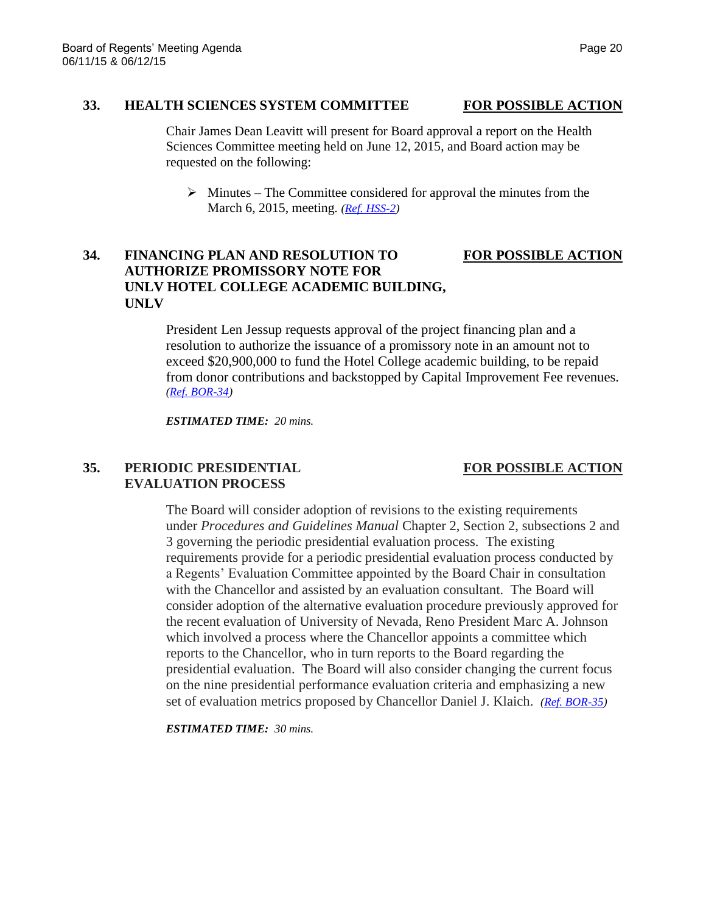**33. HEALTH SCIENCES SYSTEM COMMITTEE** **FOR POSSIBLE ACTION**

Chair James Dean Leavitt will present for Board approval a report on the Health Sciences Committee meeting held on June 12, 2015, and Board action may be requested on the following:

- Minutes – The Committee considered for approval the minutes from the March 6, 2015, meeting. *(Ref. HSS-2)*

**34. FINANCING PLAN AND RESOLUTION TO AUTHORIZE PROMISSORY NOTE FOR UNLV HOTEL COLLEGE ACADEMIC BUILDING, UNLV** **FOR POSSIBLE ACTION**

President Len Jessup requests approval of the project financing plan and a resolution to authorize the issuance of a promissory note in an amount not to exceed $20,900,000 to fund the Hotel College academic building, to be repaid from donor contributions and backstopped by Capital Improvement Fee revenues. *(Ref. BOR-34)*

***ESTIMATED TIME:*** *20 mins.*

**35. PERIODIC PRESIDENTIAL EVALUATION PROCESS** **FOR POSSIBLE ACTION**

The Board will consider adoption of revisions to the existing requirements under *Procedures and Guidelines Manual* Chapter 2, Section 2, subsections 2 and 3 governing the periodic presidential evaluation process. The existing requirements provide for a periodic presidential evaluation process conducted by a Regents' Evaluation Committee appointed by the Board Chair in consultation with the Chancellor and assisted by an evaluation consultant. The Board will consider adoption of the alternative evaluation procedure previously approved for the recent evaluation of University of Nevada, Reno President Marc A. Johnson which involved a process where the Chancellor appoints a committee which reports to the Chancellor, who in turn reports to the Board regarding the presidential evaluation. The Board will also consider changing the current focus on the nine presidential performance evaluation criteria and emphasizing a new set of evaluation metrics proposed by Chancellor Daniel J. Klaich. *(Ref. BOR-35)*

***ESTIMATED TIME:*** *30 mins.*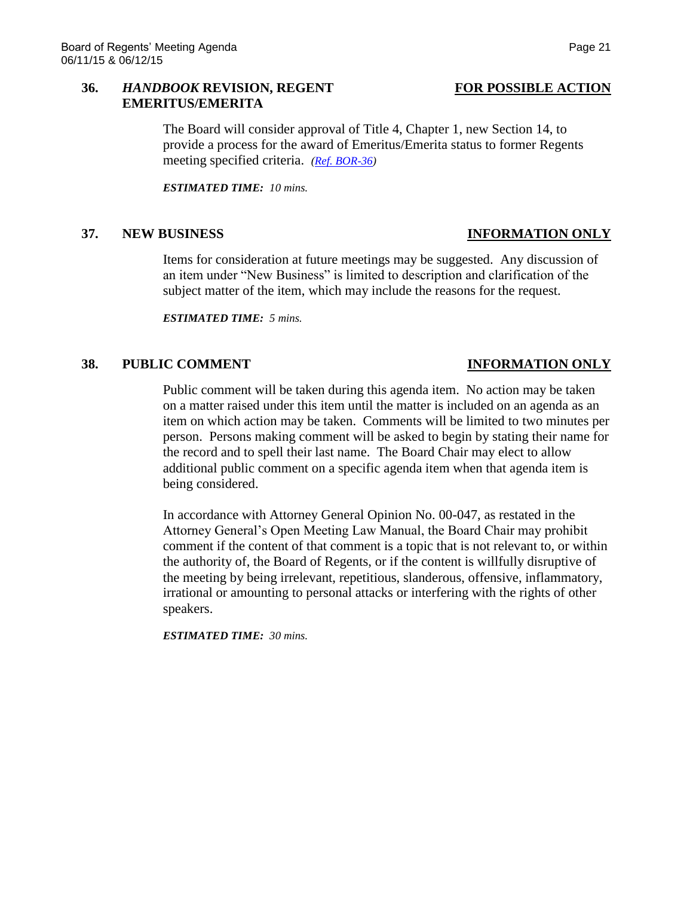### 36. *HANDBOOK* REVISION, REGENT EMERITUS/EMERITA — FOR POSSIBLE ACTION

The Board will consider approval of Title 4, Chapter 1, new Section 14, to provide a process for the award of Emeritus/Emerita status to former Regents meeting specified criteria. *(Ref. BOR-36)*

***ESTIMATED TIME:** 10 mins.*

### 37. NEW BUSINESS — INFORMATION ONLY

Items for consideration at future meetings may be suggested. Any discussion of an item under "New Business" is limited to description and clarification of the subject matter of the item, which may include the reasons for the request.

***ESTIMATED TIME:** 5 mins.*

### 38. PUBLIC COMMENT — INFORMATION ONLY

Public comment will be taken during this agenda item. No action may be taken on a matter raised under this item until the matter is included on an agenda as an item on which action may be taken. Comments will be limited to two minutes per person. Persons making comment will be asked to begin by stating their name for the record and to spell their last name. The Board Chair may elect to allow additional public comment on a specific agenda item when that agenda item is being considered.

In accordance with Attorney General Opinion No. 00-047, as restated in the Attorney General's Open Meeting Law Manual, the Board Chair may prohibit comment if the content of that comment is a topic that is not relevant to, or within the authority of, the Board of Regents, or if the content is willfully disruptive of the meeting by being irrelevant, repetitious, slanderous, offensive, inflammatory, irrational or amounting to personal attacks or interfering with the rights of other speakers.

***ESTIMATED TIME:** 30 mins.*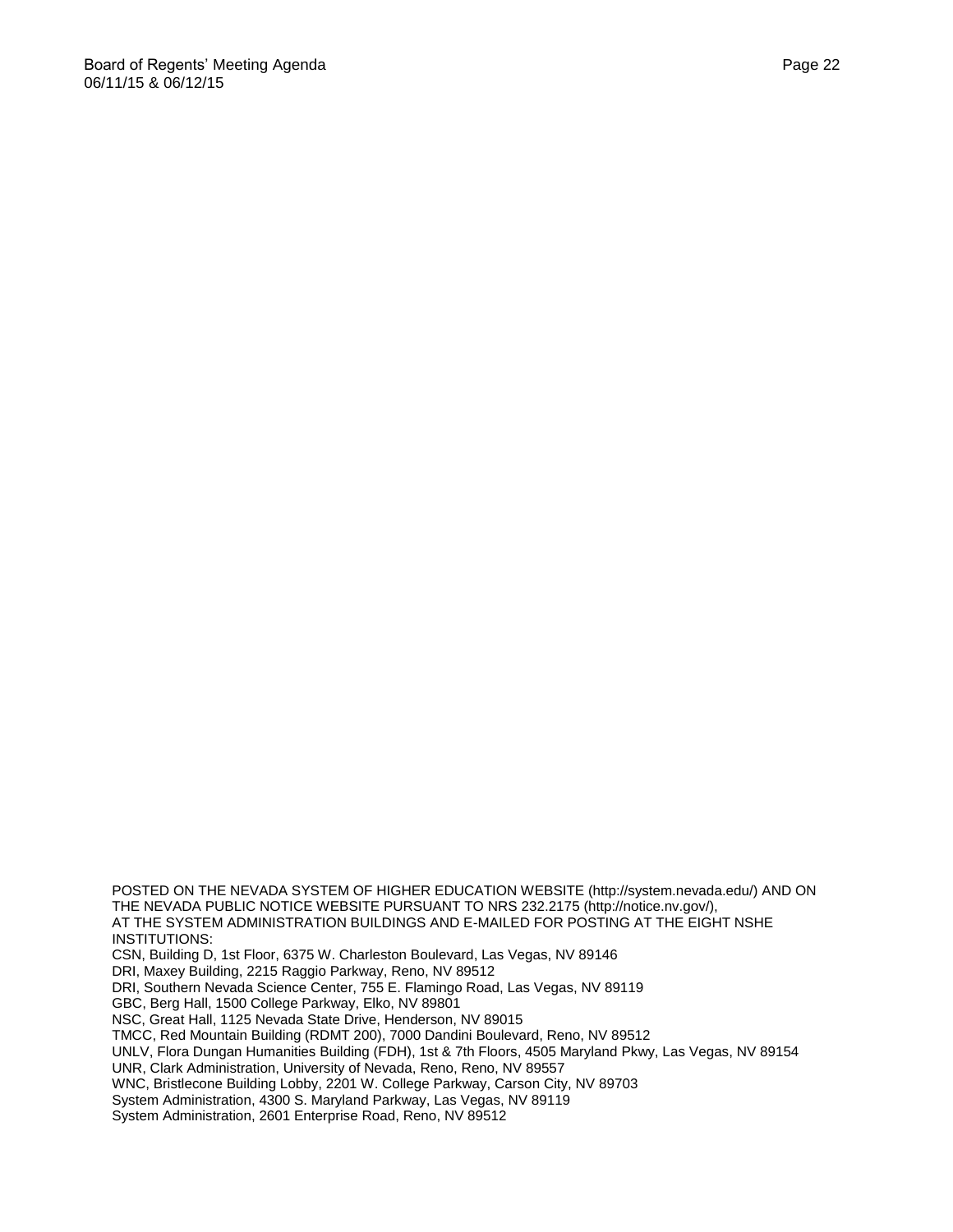POSTED ON THE NEVADA SYSTEM OF HIGHER EDUCATION WEBSITE (http://system.nevada.edu/) AND ON THE NEVADA PUBLIC NOTICE WEBSITE PURSUANT TO NRS 232.2175 (http://notice.nv.gov/), AT THE SYSTEM ADMINISTRATION BUILDINGS AND E-MAILED FOR POSTING AT THE EIGHT NSHE INSTITUTIONS:

CSN, Building D, 1st Floor, 6375 W. Charleston Boulevard, Las Vegas, NV 89146
DRI, Maxey Building, 2215 Raggio Parkway, Reno, NV 89512
DRI, Southern Nevada Science Center, 755 E. Flamingo Road, Las Vegas, NV 89119
GBC, Berg Hall, 1500 College Parkway, Elko, NV 89801
NSC, Great Hall, 1125 Nevada State Drive, Henderson, NV 89015
TMCC, Red Mountain Building (RDMT 200), 7000 Dandini Boulevard, Reno, NV 89512
UNLV, Flora Dungan Humanities Building (FDH), 1st & 7th Floors, 4505 Maryland Pkwy, Las Vegas, NV 89154
UNR, Clark Administration, University of Nevada, Reno, Reno, NV 89557
WNC, Bristlecone Building Lobby, 2201 W. College Parkway, Carson City, NV 89703
System Administration, 4300 S. Maryland Parkway, Las Vegas, NV 89119
System Administration, 2601 Enterprise Road, Reno, NV 89512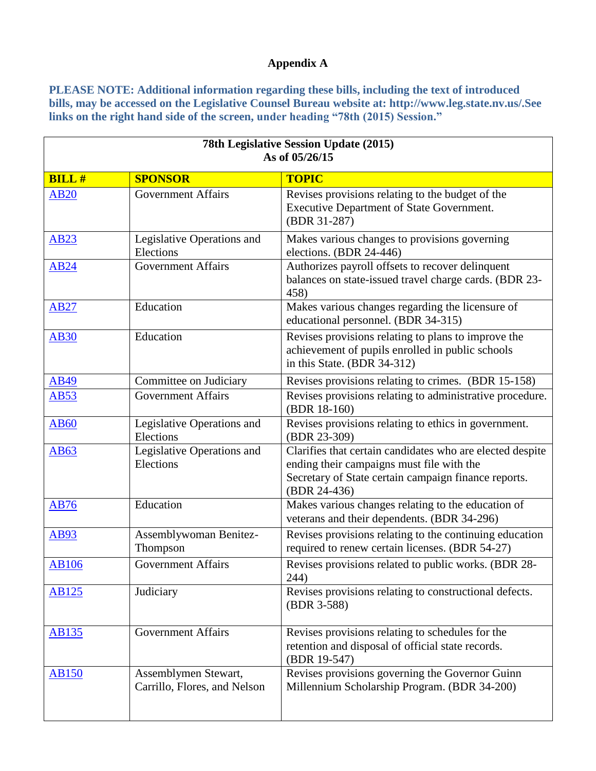# Appendix A

**PLEASE NOTE: Additional information regarding these bills, including the text of introduced bills, may be accessed on the Legislative Counsel Bureau website at: http://www.leg.state.nv.us/.See links on the right hand side of the screen, under heading "78th (2015) Session."**

| **78th Legislative Session Update (2015) As of 05/26/15** | | |
|---|---|---|
| **BILL #** | **SPONSOR** | **TOPIC** |
| AB20 | Government Affairs | Revises provisions relating to the budget of the Executive Department of State Government. (BDR 31-287) |
| AB23 | Legislative Operations and Elections | Makes various changes to provisions governing elections. (BDR 24-446) |
| AB24 | Government Affairs | Authorizes payroll offsets to recover delinquent balances on state-issued travel charge cards. (BDR 23-458) |
| AB27 | Education | Makes various changes regarding the licensure of educational personnel. (BDR 34-315) |
| AB30 | Education | Revises provisions relating to plans to improve the achievement of pupils enrolled in public schools in this State. (BDR 34-312) |
| AB49 | Committee on Judiciary | Revises provisions relating to crimes. (BDR 15-158) |
| AB53 | Government Affairs | Revises provisions relating to administrative procedure. (BDR 18-160) |
| AB60 | Legislative Operations and Elections | Revises provisions relating to ethics in government. (BDR 23-309) |
| AB63 | Legislative Operations and Elections | Clarifies that certain candidates who are elected despite ending their campaigns must file with the Secretary of State certain campaign finance reports. (BDR 24-436) |
| AB76 | Education | Makes various changes relating to the education of veterans and their dependents. (BDR 34-296) |
| AB93 | Assemblywoman Benitez-Thompson | Revises provisions relating to the continuing education required to renew certain licenses. (BDR 54-27) |
| AB106 | Government Affairs | Revises provisions related to public works. (BDR 28-244) |
| AB125 | Judiciary | Revises provisions relating to constructional defects. (BDR 3-588) |
| AB135 | Government Affairs | Revises provisions relating to schedules for the retention and disposal of official state records. (BDR 19-547) |
| AB150 | Assemblymen Stewart, Carrillo, Flores, and Nelson | Revises provisions governing the Governor Guinn Millennium Scholarship Program. (BDR 34-200) |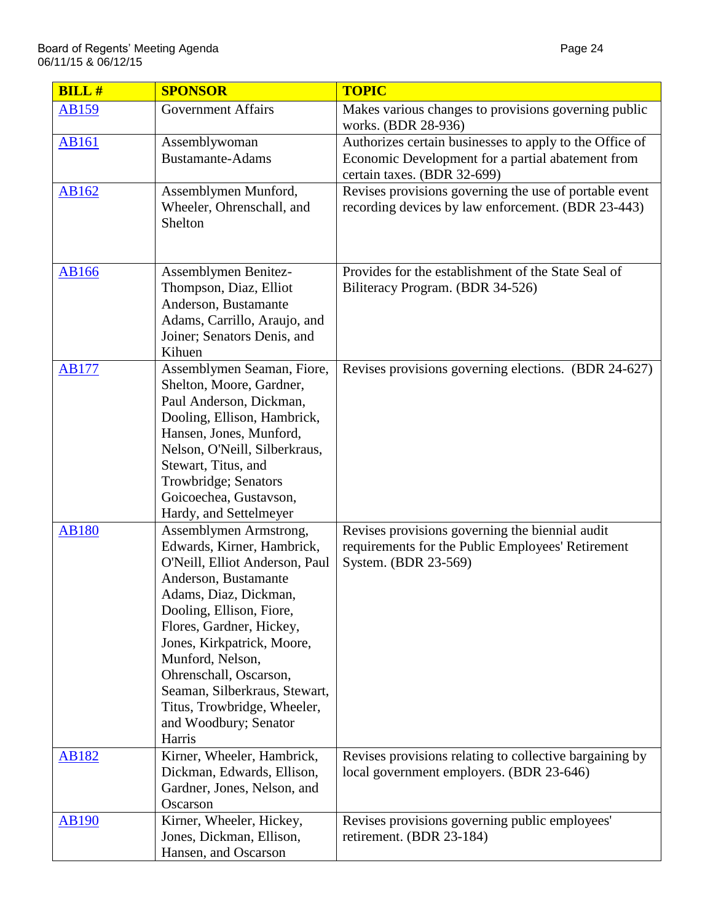| BILL # | SPONSOR | TOPIC |
|---|---|---|
| AB159 | Government Affairs | Makes various changes to provisions governing public works. (BDR 28-936) |
| AB161 | Assemblywoman Bustamante-Adams | Authorizes certain businesses to apply to the Office of Economic Development for a partial abatement from certain taxes. (BDR 32-699) |
| AB162 | Assemblymen Munford, Wheeler, Ohrenschall, and Shelton | Revises provisions governing the use of portable event recording devices by law enforcement. (BDR 23-443) |
| AB166 | Assemblymen Benitez-Thompson, Diaz, Elliot Anderson, Bustamante Adams, Carrillo, Araujo, and Joiner; Senators Denis, and Kihuen | Provides for the establishment of the State Seal of Biliteracy Program. (BDR 34-526) |
| AB177 | Assemblymen Seaman, Fiore, Shelton, Moore, Gardner, Paul Anderson, Dickman, Dooling, Ellison, Hambrick, Hansen, Jones, Munford, Nelson, O'Neill, Silberkraus, Stewart, Titus, and Trowbridge; Senators Goicoechea, Gustavson, Hardy, and Settelmeyer | Revises provisions governing elections. (BDR 24-627) |
| AB180 | Assemblymen Armstrong, Edwards, Kirner, Hambrick, O'Neill, Elliot Anderson, Paul Anderson, Bustamante Adams, Diaz, Dickman, Dooling, Ellison, Fiore, Flores, Gardner, Hickey, Jones, Kirkpatrick, Moore, Munford, Nelson, Ohrenschall, Oscarson, Seaman, Silberkraus, Stewart, Titus, Trowbridge, Wheeler, and Woodbury; Senator Harris | Revises provisions governing the biennial audit requirements for the Public Employees' Retirement System. (BDR 23-569) |
| AB182 | Kirner, Wheeler, Hambrick, Dickman, Edwards, Ellison, Gardner, Jones, Nelson, and Oscarson | Revises provisions relating to collective bargaining by local government employers. (BDR 23-646) |
| AB190 | Kirner, Wheeler, Hickey, Jones, Dickman, Ellison, Hansen, and Oscarson | Revises provisions governing public employees' retirement. (BDR 23-184) |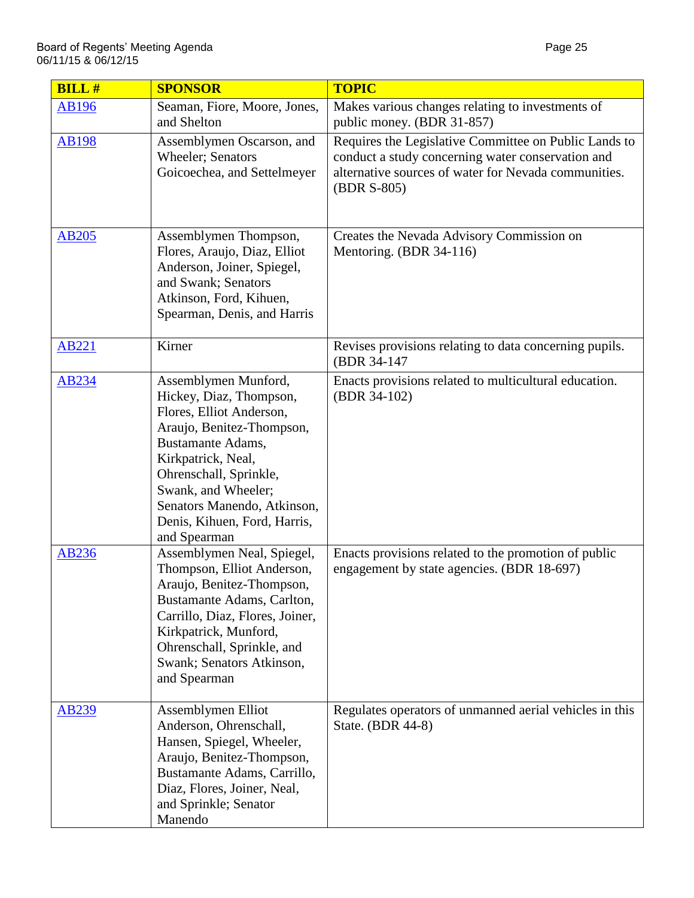| BILL # | SPONSOR | TOPIC |
| --- | --- | --- |
| AB196 | Seaman, Fiore, Moore, Jones, and Shelton | Makes various changes relating to investments of public money. (BDR 31-857) |
| AB198 | Assemblymen Oscarson, and Wheeler; Senators Goicoechea, and Settelmeyer | Requires the Legislative Committee on Public Lands to conduct a study concerning water conservation and alternative sources of water for Nevada communities. (BDR S-805) |
| AB205 | Assemblymen Thompson, Flores, Araujo, Diaz, Elliot Anderson, Joiner, Spiegel, and Swank; Senators Atkinson, Ford, Kihuen, Spearman, Denis, and Harris | Creates the Nevada Advisory Commission on Mentoring. (BDR 34-116) |
| AB221 | Kirner | Revises provisions relating to data concerning pupils. (BDR 34-147 |
| AB234 | Assemblymen Munford, Hickey, Diaz, Thompson, Flores, Elliot Anderson, Araujo, Benitez-Thompson, Bustamante Adams, Kirkpatrick, Neal, Ohrenschall, Sprinkle, Swank, and Wheeler; Senators Manendo, Atkinson, Denis, Kihuen, Ford, Harris, and Spearman | Enacts provisions related to multicultural education. (BDR 34-102) |
| AB236 | Assemblymen Neal, Spiegel, Thompson, Elliot Anderson, Araujo, Benitez-Thompson, Bustamante Adams, Carlton, Carrillo, Diaz, Flores, Joiner, Kirkpatrick, Munford, Ohrenschall, Sprinkle, and Swank; Senators Atkinson, and Spearman | Enacts provisions related to the promotion of public engagement by state agencies. (BDR 18-697) |
| AB239 | Assemblymen Elliot Anderson, Ohrenschall, Hansen, Spiegel, Wheeler, Araujo, Benitez-Thompson, Bustamante Adams, Carrillo, Diaz, Flores, Joiner, Neal, and Sprinkle; Senator Manendo | Regulates operators of unmanned aerial vehicles in this State. (BDR 44-8) |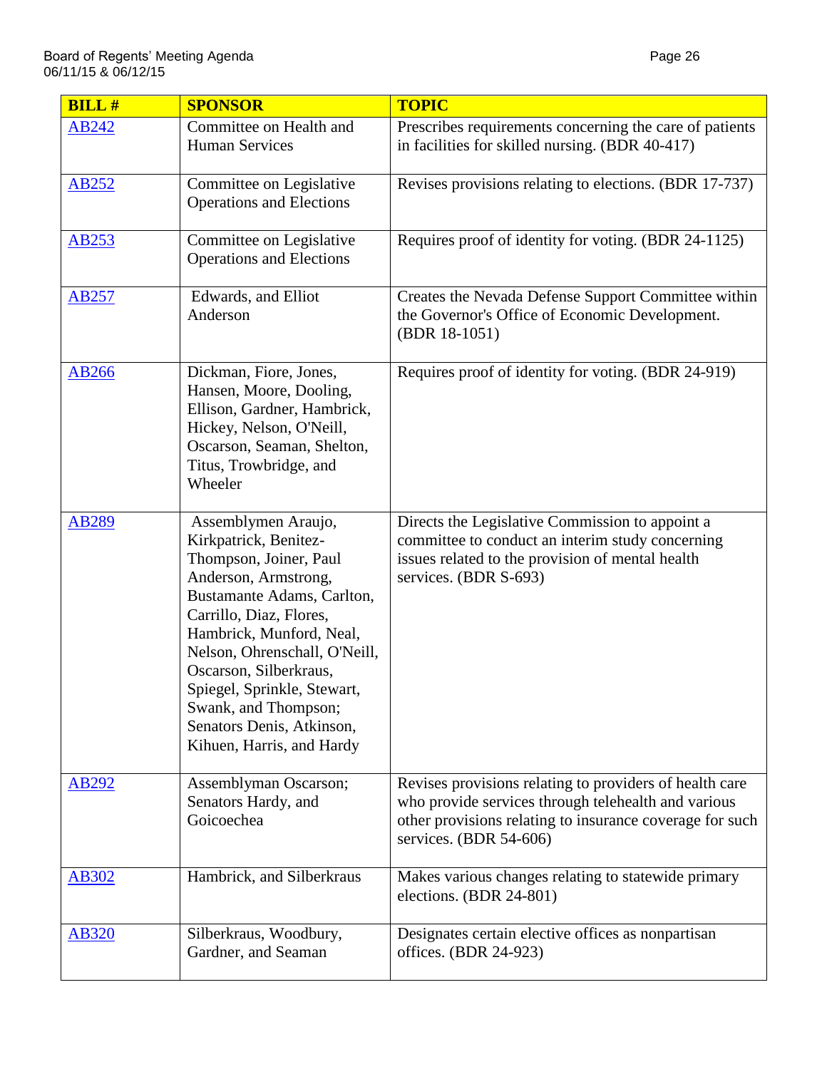| BILL # | SPONSOR | TOPIC |
|---|---|---|
| AB242 | Committee on Health and Human Services | Prescribes requirements concerning the care of patients in facilities for skilled nursing. (BDR 40-417) |
| AB252 | Committee on Legislative Operations and Elections | Revises provisions relating to elections. (BDR 17-737) |
| AB253 | Committee on Legislative Operations and Elections | Requires proof of identity for voting. (BDR 24-1125) |
| AB257 | Edwards, and Elliot Anderson | Creates the Nevada Defense Support Committee within the Governor's Office of Economic Development. (BDR 18-1051) |
| AB266 | Dickman, Fiore, Jones, Hansen, Moore, Dooling, Ellison, Gardner, Hambrick, Hickey, Nelson, O'Neill, Oscarson, Seaman, Shelton, Titus, Trowbridge, and Wheeler | Requires proof of identity for voting. (BDR 24-919) |
| AB289 | Assemblymen Araujo, Kirkpatrick, Benitez-Thompson, Joiner, Paul Anderson, Armstrong, Bustamante Adams, Carlton, Carrillo, Diaz, Flores, Hambrick, Munford, Neal, Nelson, Ohrenschall, O'Neill, Oscarson, Silberkraus, Spiegel, Sprinkle, Stewart, Swank, and Thompson; Senators Denis, Atkinson, Kihuen, Harris, and Hardy | Directs the Legislative Commission to appoint a committee to conduct an interim study concerning issues related to the provision of mental health services. (BDR S-693) |
| AB292 | Assemblyman Oscarson; Senators Hardy, and Goicoechea | Revises provisions relating to providers of health care who provide services through telehealth and various other provisions relating to insurance coverage for such services. (BDR 54-606) |
| AB302 | Hambrick, and Silberkraus | Makes various changes relating to statewide primary elections. (BDR 24-801) |
| AB320 | Silberkraus, Woodbury, Gardner, and Seaman | Designates certain elective offices as nonpartisan offices. (BDR 24-923) |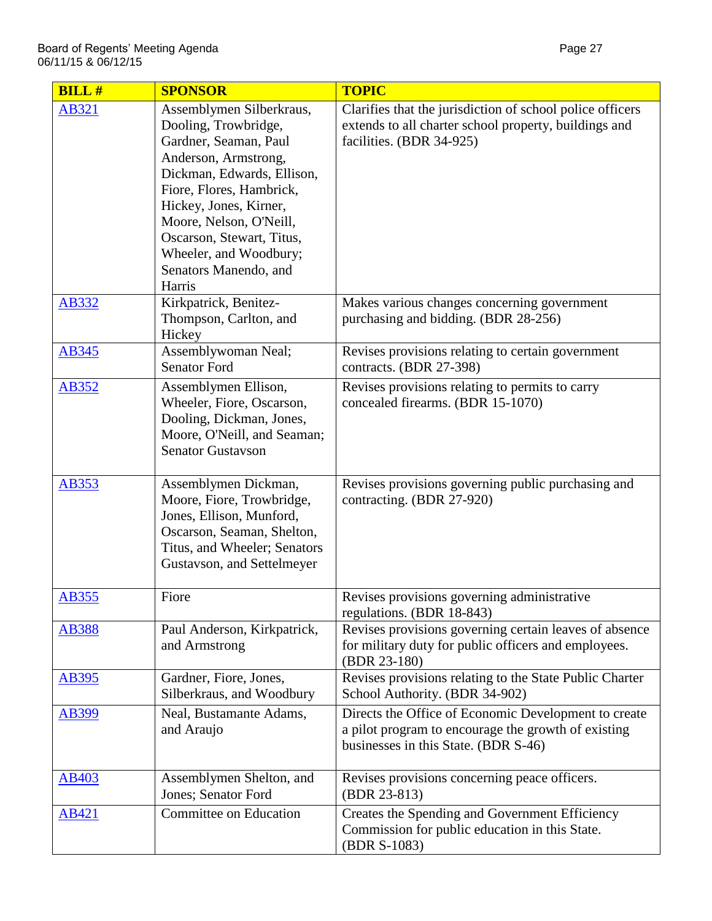| BILL # | SPONSOR | TOPIC |
|---|---|---|
| AB321 | Assemblymen Silberkraus, Dooling, Trowbridge, Gardner, Seaman, Paul Anderson, Armstrong, Dickman, Edwards, Ellison, Fiore, Flores, Hambrick, Hickey, Jones, Kirner, Moore, Nelson, O'Neill, Oscarson, Stewart, Titus, Wheeler, and Woodbury; Senators Manendo, and Harris | Clarifies that the jurisdiction of school police officers extends to all charter school property, buildings and facilities. (BDR 34-925) |
| AB332 | Kirkpatrick, Benitez-Thompson, Carlton, and Hickey | Makes various changes concerning government purchasing and bidding. (BDR 28-256) |
| AB345 | Assemblywoman Neal; Senator Ford | Revises provisions relating to certain government contracts. (BDR 27-398) |
| AB352 | Assemblymen Ellison, Wheeler, Fiore, Oscarson, Dooling, Dickman, Jones, Moore, O'Neill, and Seaman; Senator Gustavson | Revises provisions relating to permits to carry concealed firearms. (BDR 15-1070) |
| AB353 | Assemblymen Dickman, Moore, Fiore, Trowbridge, Jones, Ellison, Munford, Oscarson, Seaman, Shelton, Titus, and Wheeler; Senators Gustavson, and Settelmeyer | Revises provisions governing public purchasing and contracting. (BDR 27-920) |
| AB355 | Fiore | Revises provisions governing administrative regulations. (BDR 18-843) |
| AB388 | Paul Anderson, Kirkpatrick, and Armstrong | Revises provisions governing certain leaves of absence for military duty for public officers and employees. (BDR 23-180) |
| AB395 | Gardner, Fiore, Jones, Silberkraus, and Woodbury | Revises provisions relating to the State Public Charter School Authority. (BDR 34-902) |
| AB399 | Neal, Bustamante Adams, and Araujo | Directs the Office of Economic Development to create a pilot program to encourage the growth of existing businesses in this State. (BDR S-46) |
| AB403 | Assemblymen Shelton, and Jones; Senator Ford | Revises provisions concerning peace officers. (BDR 23-813) |
| AB421 | Committee on Education | Creates the Spending and Government Efficiency Commission for public education in this State. (BDR S-1083) |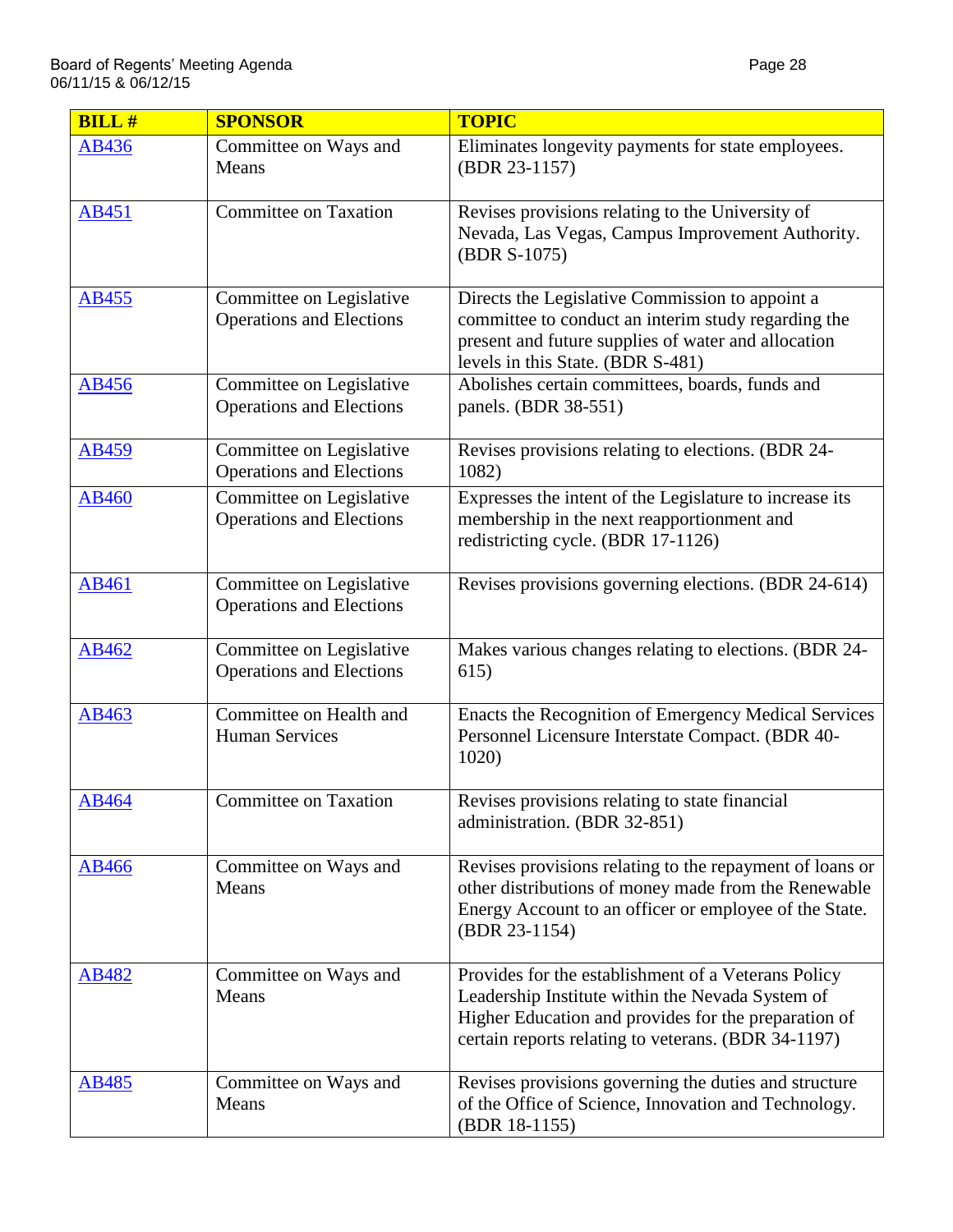| BILL # | SPONSOR | TOPIC |
| --- | --- | --- |
| AB436 | Committee on Ways and Means | Eliminates longevity payments for state employees. (BDR 23-1157) |
| AB451 | Committee on Taxation | Revises provisions relating to the University of Nevada, Las Vegas, Campus Improvement Authority. (BDR S-1075) |
| AB455 | Committee on Legislative Operations and Elections | Directs the Legislative Commission to appoint a committee to conduct an interim study regarding the present and future supplies of water and allocation levels in this State. (BDR S-481) |
| AB456 | Committee on Legislative Operations and Elections | Abolishes certain committees, boards, funds and panels. (BDR 38-551) |
| AB459 | Committee on Legislative Operations and Elections | Revises provisions relating to elections. (BDR 24-1082) |
| AB460 | Committee on Legislative Operations and Elections | Expresses the intent of the Legislature to increase its membership in the next reapportionment and redistricting cycle. (BDR 17-1126) |
| AB461 | Committee on Legislative Operations and Elections | Revises provisions governing elections. (BDR 24-614) |
| AB462 | Committee on Legislative Operations and Elections | Makes various changes relating to elections. (BDR 24-615) |
| AB463 | Committee on Health and Human Services | Enacts the Recognition of Emergency Medical Services Personnel Licensure Interstate Compact. (BDR 40-1020) |
| AB464 | Committee on Taxation | Revises provisions relating to state financial administration. (BDR 32-851) |
| AB466 | Committee on Ways and Means | Revises provisions relating to the repayment of loans or other distributions of money made from the Renewable Energy Account to an officer or employee of the State. (BDR 23-1154) |
| AB482 | Committee on Ways and Means | Provides for the establishment of a Veterans Policy Leadership Institute within the Nevada System of Higher Education and provides for the preparation of certain reports relating to veterans. (BDR 34-1197) |
| AB485 | Committee on Ways and Means | Revises provisions governing the duties and structure of the Office of Science, Innovation and Technology. (BDR 18-1155) |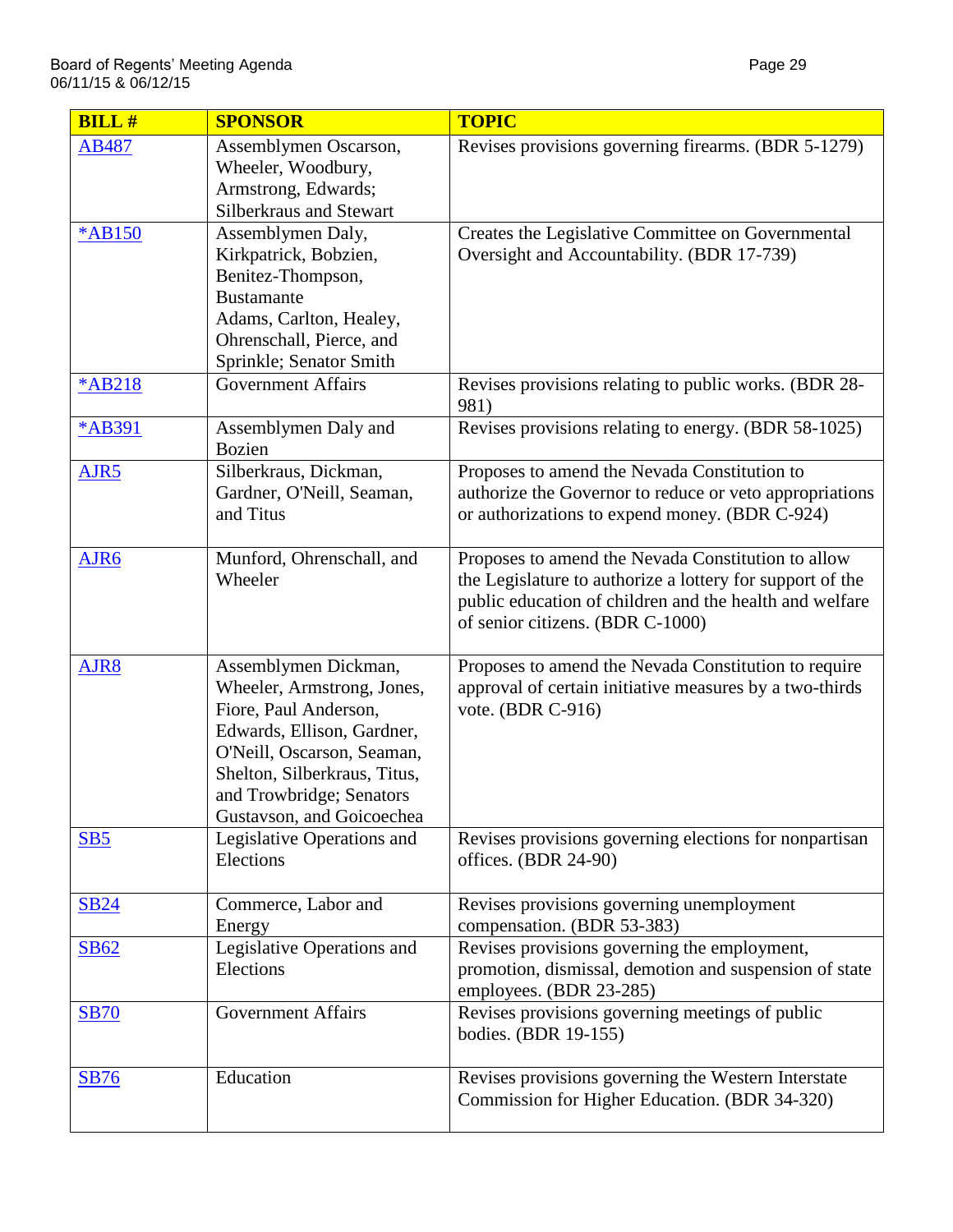| BILL # | SPONSOR | TOPIC |
|---|---|---|
| AB487 | Assemblymen Oscarson, Wheeler, Woodbury, Armstrong, Edwards; Silberkraus and Stewart | Revises provisions governing firearms. (BDR 5-1279) |
| *AB150 | Assemblymen Daly, Kirkpatrick, Bobzien, Benitez-Thompson, Bustamante Adams, Carlton, Healey, Ohrenschall, Pierce, and Sprinkle; Senator Smith | Creates the Legislative Committee on Governmental Oversight and Accountability. (BDR 17-739) |
| *AB218 | Government Affairs | Revises provisions relating to public works. (BDR 28-981) |
| *AB391 | Assemblymen Daly and Bozien | Revises provisions relating to energy. (BDR 58-1025) |
| AJR5 | Silberkraus, Dickman, Gardner, O'Neill, Seaman, and Titus | Proposes to amend the Nevada Constitution to authorize the Governor to reduce or veto appropriations or authorizations to expend money. (BDR C-924) |
| AJR6 | Munford, Ohrenschall, and Wheeler | Proposes to amend the Nevada Constitution to allow the Legislature to authorize a lottery for support of the public education of children and the health and welfare of senior citizens. (BDR C-1000) |
| AJR8 | Assemblymen Dickman, Wheeler, Armstrong, Jones, Fiore, Paul Anderson, Edwards, Ellison, Gardner, O'Neill, Oscarson, Seaman, Shelton, Silberkraus, Titus, and Trowbridge; Senators Gustavson, and Goicoechea | Proposes to amend the Nevada Constitution to require approval of certain initiative measures by a two-thirds vote. (BDR C-916) |
| SB5 | Legislative Operations and Elections | Revises provisions governing elections for nonpartisan offices. (BDR 24-90) |
| SB24 | Commerce, Labor and Energy | Revises provisions governing unemployment compensation. (BDR 53-383) |
| SB62 | Legislative Operations and Elections | Revises provisions governing the employment, promotion, dismissal, demotion and suspension of state employees. (BDR 23-285) |
| SB70 | Government Affairs | Revises provisions governing meetings of public bodies. (BDR 19-155) |
| SB76 | Education | Revises provisions governing the Western Interstate Commission for Higher Education. (BDR 34-320) |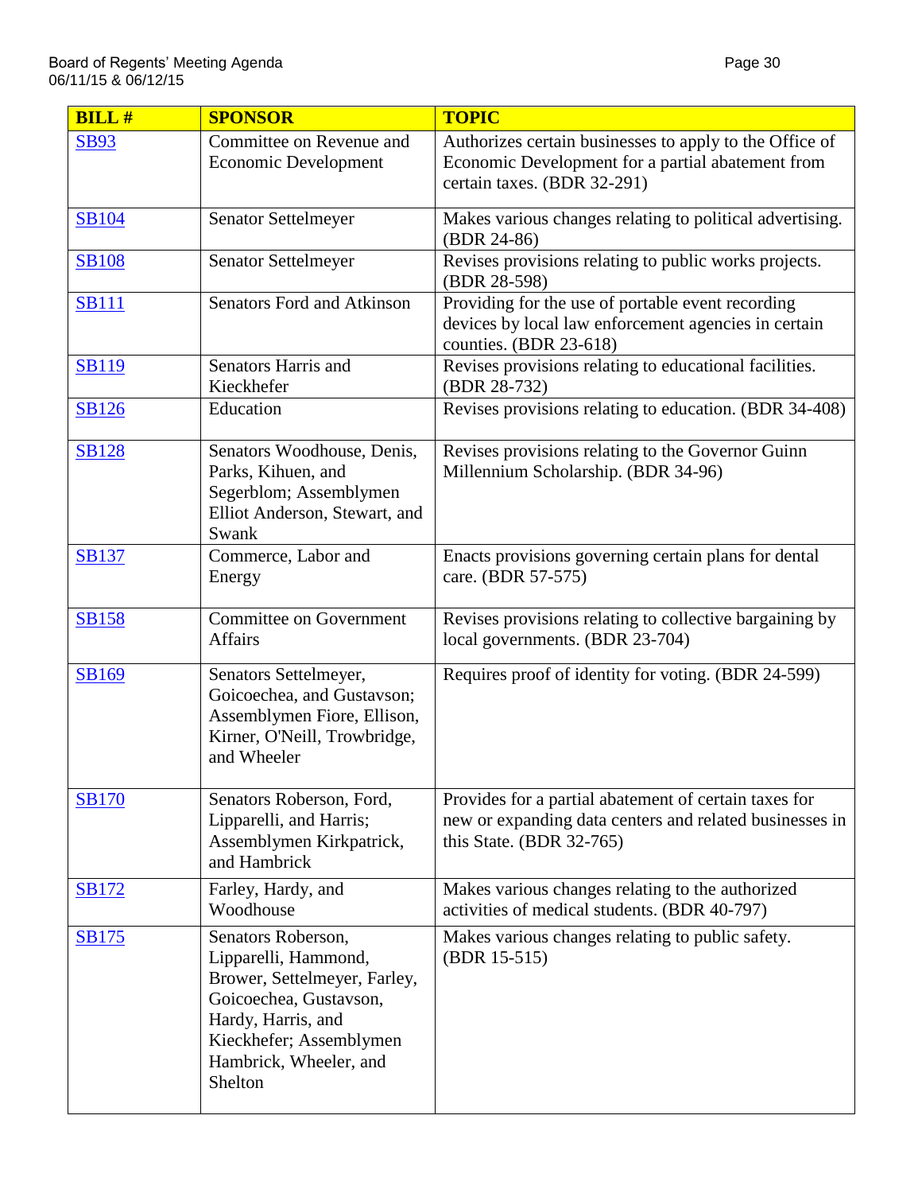| BILL # | SPONSOR | TOPIC |
|---|---|---|
| SB93 | Committee on Revenue and Economic Development | Authorizes certain businesses to apply to the Office of Economic Development for a partial abatement from certain taxes. (BDR 32-291) |
| SB104 | Senator Settelmeyer | Makes various changes relating to political advertising. (BDR 24-86) |
| SB108 | Senator Settelmeyer | Revises provisions relating to public works projects. (BDR 28-598) |
| SB111 | Senators Ford and Atkinson | Providing for the use of portable event recording devices by local law enforcement agencies in certain counties. (BDR 23-618) |
| SB119 | Senators Harris and Kieckhefer | Revises provisions relating to educational facilities. (BDR 28-732) |
| SB126 | Education | Revises provisions relating to education. (BDR 34-408) |
| SB128 | Senators Woodhouse, Denis, Parks, Kihuen, and Segerblom; Assemblymen Elliot Anderson, Stewart, and Swank | Revises provisions relating to the Governor Guinn Millennium Scholarship. (BDR 34-96) |
| SB137 | Commerce, Labor and Energy | Enacts provisions governing certain plans for dental care. (BDR 57-575) |
| SB158 | Committee on Government Affairs | Revises provisions relating to collective bargaining by local governments. (BDR 23-704) |
| SB169 | Senators Settelmeyer, Goicoechea, and Gustavson; Assemblymen Fiore, Ellison, Kirner, O'Neill, Trowbridge, and Wheeler | Requires proof of identity for voting. (BDR 24-599) |
| SB170 | Senators Roberson, Ford, Lipparelli, and Harris; Assemblymen Kirkpatrick, and Hambrick | Provides for a partial abatement of certain taxes for new or expanding data centers and related businesses in this State. (BDR 32-765) |
| SB172 | Farley, Hardy, and Woodhouse | Makes various changes relating to the authorized activities of medical students. (BDR 40-797) |
| SB175 | Senators Roberson, Lipparelli, Hammond, Brower, Settelmeyer, Farley, Goicoechea, Gustavson, Hardy, Harris, and Kieckhefer; Assemblymen Hambrick, Wheeler, and Shelton | Makes various changes relating to public safety. (BDR 15-515) |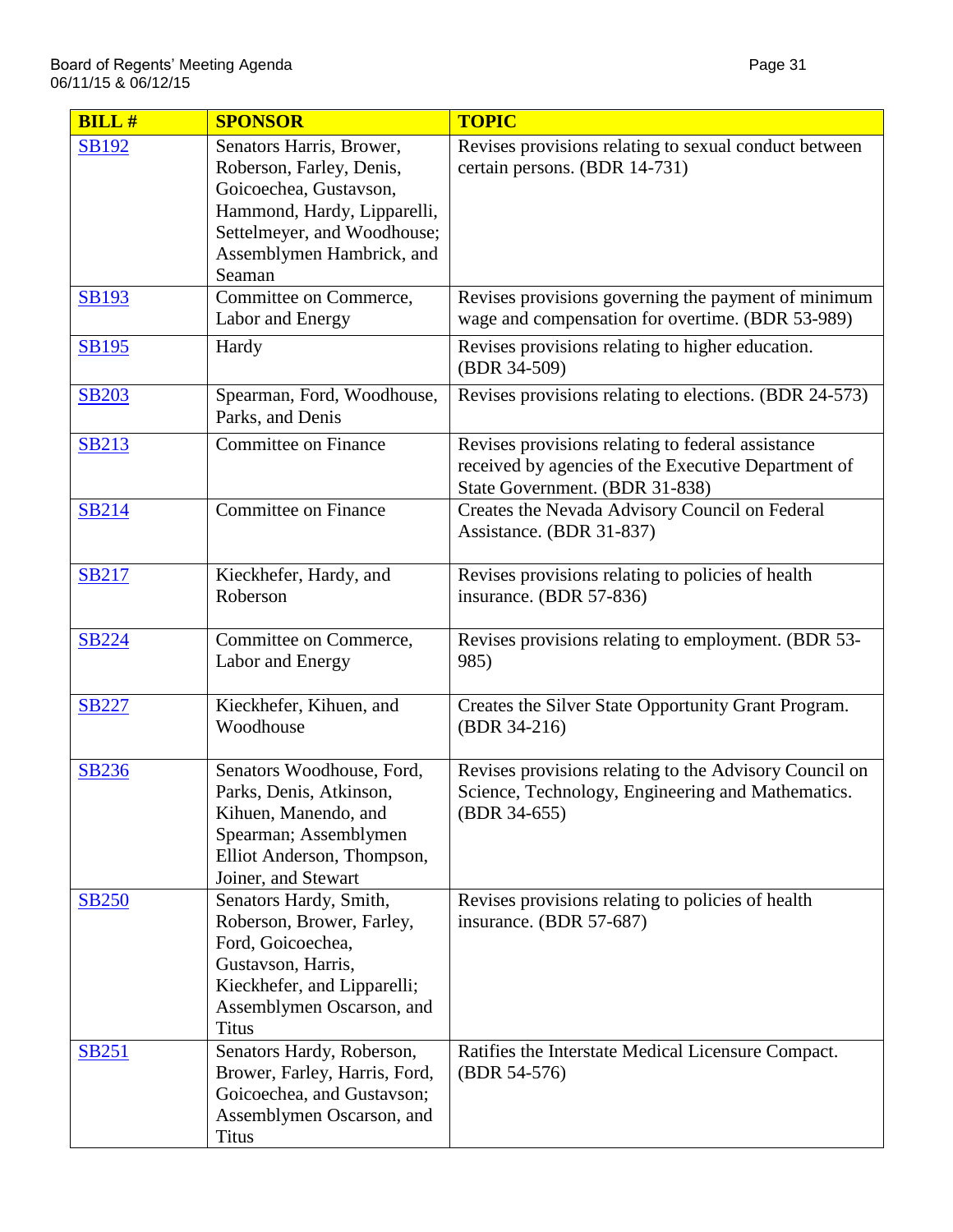| BILL # | SPONSOR | TOPIC |
|---|---|---|
| SB192 | Senators Harris, Brower, Roberson, Farley, Denis, Goicoechea, Gustavson, Hammond, Hardy, Lipparelli, Settelmeyer, and Woodhouse; Assemblymen Hambrick, and Seaman | Revises provisions relating to sexual conduct between certain persons. (BDR 14-731) |
| SB193 | Committee on Commerce, Labor and Energy | Revises provisions governing the payment of minimum wage and compensation for overtime. (BDR 53-989) |
| SB195 | Hardy | Revises provisions relating to higher education. (BDR 34-509) |
| SB203 | Spearman, Ford, Woodhouse, Parks, and Denis | Revises provisions relating to elections. (BDR 24-573) |
| SB213 | Committee on Finance | Revises provisions relating to federal assistance received by agencies of the Executive Department of State Government. (BDR 31-838) |
| SB214 | Committee on Finance | Creates the Nevada Advisory Council on Federal Assistance. (BDR 31-837) |
| SB217 | Kieckhefer, Hardy, and Roberson | Revises provisions relating to policies of health insurance. (BDR 57-836) |
| SB224 | Committee on Commerce, Labor and Energy | Revises provisions relating to employment. (BDR 53-985) |
| SB227 | Kieckhefer, Kihuen, and Woodhouse | Creates the Silver State Opportunity Grant Program. (BDR 34-216) |
| SB236 | Senators Woodhouse, Ford, Parks, Denis, Atkinson, Kihuen, Manendo, and Spearman; Assemblymen Elliot Anderson, Thompson, Joiner, and Stewart | Revises provisions relating to the Advisory Council on Science, Technology, Engineering and Mathematics. (BDR 34-655) |
| SB250 | Senators Hardy, Smith, Roberson, Brower, Farley, Ford, Goicoechea, Gustavson, Harris, Kieckhefer, and Lipparelli; Assemblymen Oscarson, and Titus | Revises provisions relating to policies of health insurance. (BDR 57-687) |
| SB251 | Senators Hardy, Roberson, Brower, Farley, Harris, Ford, Goicoechea, and Gustavson; Assemblymen Oscarson, and Titus | Ratifies the Interstate Medical Licensure Compact. (BDR 54-576) |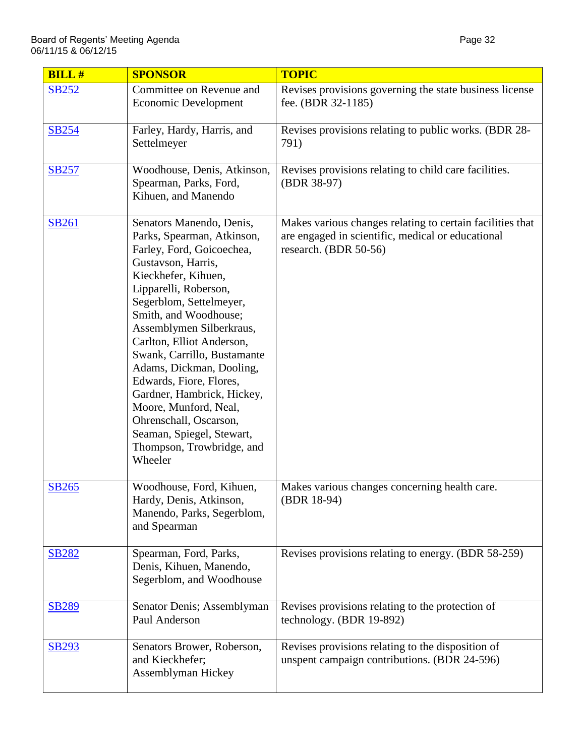| BILL # | SPONSOR | TOPIC |
|---|---|---|
| SB252 | Committee on Revenue and Economic Development | Revises provisions governing the state business license fee. (BDR 32-1185) |
| SB254 | Farley, Hardy, Harris, and Settelmeyer | Revises provisions relating to public works. (BDR 28-791) |
| SB257 | Woodhouse, Denis, Atkinson, Spearman, Parks, Ford, Kihuen, and Manendo | Revises provisions relating to child care facilities. (BDR 38-97) |
| SB261 | Senators Manendo, Denis, Parks, Spearman, Atkinson, Farley, Ford, Goicoechea, Gustavson, Harris, Kieckhefer, Kihuen, Lipparelli, Roberson, Segerblom, Settelmeyer, Smith, and Woodhouse; Assemblymen Silberkraus, Carlton, Elliot Anderson, Swank, Carrillo, Bustamante Adams, Dickman, Dooling, Edwards, Fiore, Flores, Gardner, Hambrick, Hickey, Moore, Munford, Neal, Ohrenschall, Oscarson, Seaman, Spiegel, Stewart, Thompson, Trowbridge, and Wheeler | Makes various changes relating to certain facilities that are engaged in scientific, medical or educational research. (BDR 50-56) |
| SB265 | Woodhouse, Ford, Kihuen, Hardy, Denis, Atkinson, Manendo, Parks, Segerblom, and Spearman | Makes various changes concerning health care. (BDR 18-94) |
| SB282 | Spearman, Ford, Parks, Denis, Kihuen, Manendo, Segerblom, and Woodhouse | Revises provisions relating to energy. (BDR 58-259) |
| SB289 | Senator Denis; Assemblyman Paul Anderson | Revises provisions relating to the protection of technology. (BDR 19-892) |
| SB293 | Senators Brower, Roberson, and Kieckhefer; Assemblyman Hickey | Revises provisions relating to the disposition of unspent campaign contributions. (BDR 24-596) |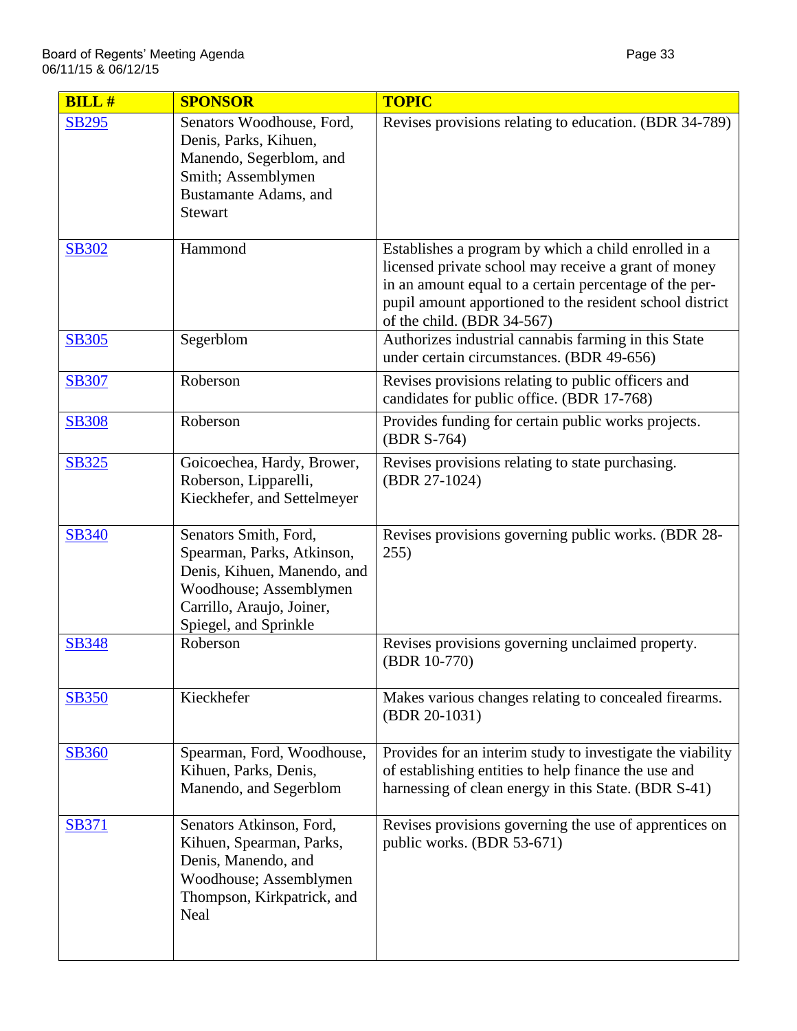| BILL # | SPONSOR | TOPIC |
|---|---|---|
| SB295 | Senators Woodhouse, Ford, Denis, Parks, Kihuen, Manendo, Segerblom, and Smith; Assemblymen Bustamante Adams, and Stewart | Revises provisions relating to education. (BDR 34-789) |
| SB302 | Hammond | Establishes a program by which a child enrolled in a licensed private school may receive a grant of money in an amount equal to a certain percentage of the per-pupil amount apportioned to the resident school district of the child. (BDR 34-567) |
| SB305 | Segerblom | Authorizes industrial cannabis farming in this State under certain circumstances. (BDR 49-656) |
| SB307 | Roberson | Revises provisions relating to public officers and candidates for public office. (BDR 17-768) |
| SB308 | Roberson | Provides funding for certain public works projects. (BDR S-764) |
| SB325 | Goicoechea, Hardy, Brower, Roberson, Lipparelli, Kieckhefer, and Settelmeyer | Revises provisions relating to state purchasing. (BDR 27-1024) |
| SB340 | Senators Smith, Ford, Spearman, Parks, Atkinson, Denis, Kihuen, Manendo, and Woodhouse; Assemblymen Carrillo, Araujo, Joiner, Spiegel, and Sprinkle | Revises provisions governing public works. (BDR 28-255) |
| SB348 | Roberson | Revises provisions governing unclaimed property. (BDR 10-770) |
| SB350 | Kieckhefer | Makes various changes relating to concealed firearms. (BDR 20-1031) |
| SB360 | Spearman, Ford, Woodhouse, Kihuen, Parks, Denis, Manendo, and Segerblom | Provides for an interim study to investigate the viability of establishing entities to help finance the use and harnessing of clean energy in this State. (BDR S-41) |
| SB371 | Senators Atkinson, Ford, Kihuen, Spearman, Parks, Denis, Manendo, and Woodhouse; Assemblymen Thompson, Kirkpatrick, and Neal | Revises provisions governing the use of apprentices on public works. (BDR 53-671) |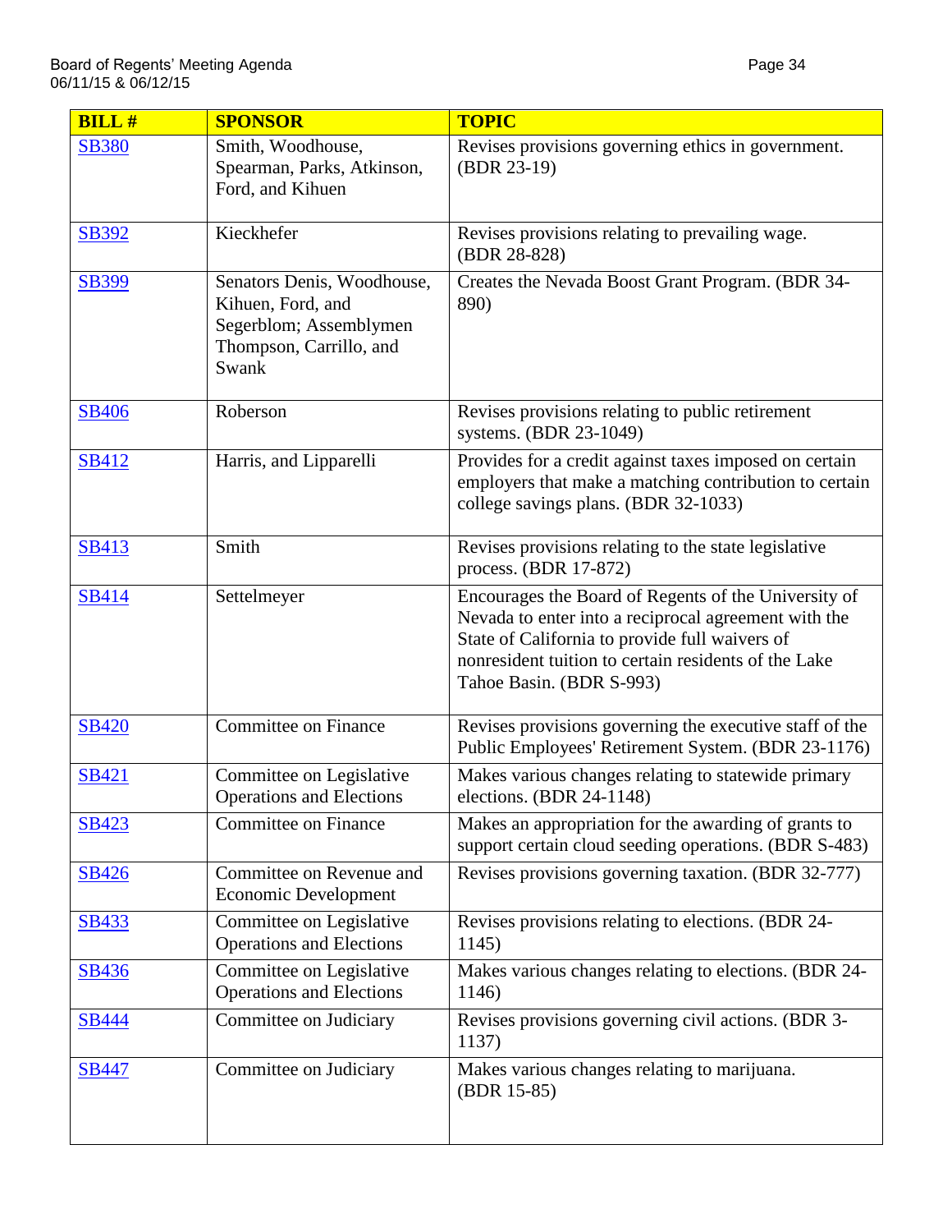| BILL # | SPONSOR | TOPIC |
|---|---|---|
| SB380 | Smith, Woodhouse, Spearman, Parks, Atkinson, Ford, and Kihuen | Revises provisions governing ethics in government. (BDR 23-19) |
| SB392 | Kieckhefer | Revises provisions relating to prevailing wage. (BDR 28-828) |
| SB399 | Senators Denis, Woodhouse, Kihuen, Ford, and Segerblom; Assemblymen Thompson, Carrillo, and Swank | Creates the Nevada Boost Grant Program. (BDR 34-890) |
| SB406 | Roberson | Revises provisions relating to public retirement systems. (BDR 23-1049) |
| SB412 | Harris, and Lipparelli | Provides for a credit against taxes imposed on certain employers that make a matching contribution to certain college savings plans. (BDR 32-1033) |
| SB413 | Smith | Revises provisions relating to the state legislative process. (BDR 17-872) |
| SB414 | Settelmeyer | Encourages the Board of Regents of the University of Nevada to enter into a reciprocal agreement with the State of California to provide full waivers of nonresident tuition to certain residents of the Lake Tahoe Basin. (BDR S-993) |
| SB420 | Committee on Finance | Revises provisions governing the executive staff of the Public Employees' Retirement System. (BDR 23-1176) |
| SB421 | Committee on Legislative Operations and Elections | Makes various changes relating to statewide primary elections. (BDR 24-1148) |
| SB423 | Committee on Finance | Makes an appropriation for the awarding of grants to support certain cloud seeding operations. (BDR S-483) |
| SB426 | Committee on Revenue and Economic Development | Revises provisions governing taxation. (BDR 32-777) |
| SB433 | Committee on Legislative Operations and Elections | Revises provisions relating to elections. (BDR 24-1145) |
| SB436 | Committee on Legislative Operations and Elections | Makes various changes relating to elections. (BDR 24-1146) |
| SB444 | Committee on Judiciary | Revises provisions governing civil actions. (BDR 3-1137) |
| SB447 | Committee on Judiciary | Makes various changes relating to marijuana. (BDR 15-85) |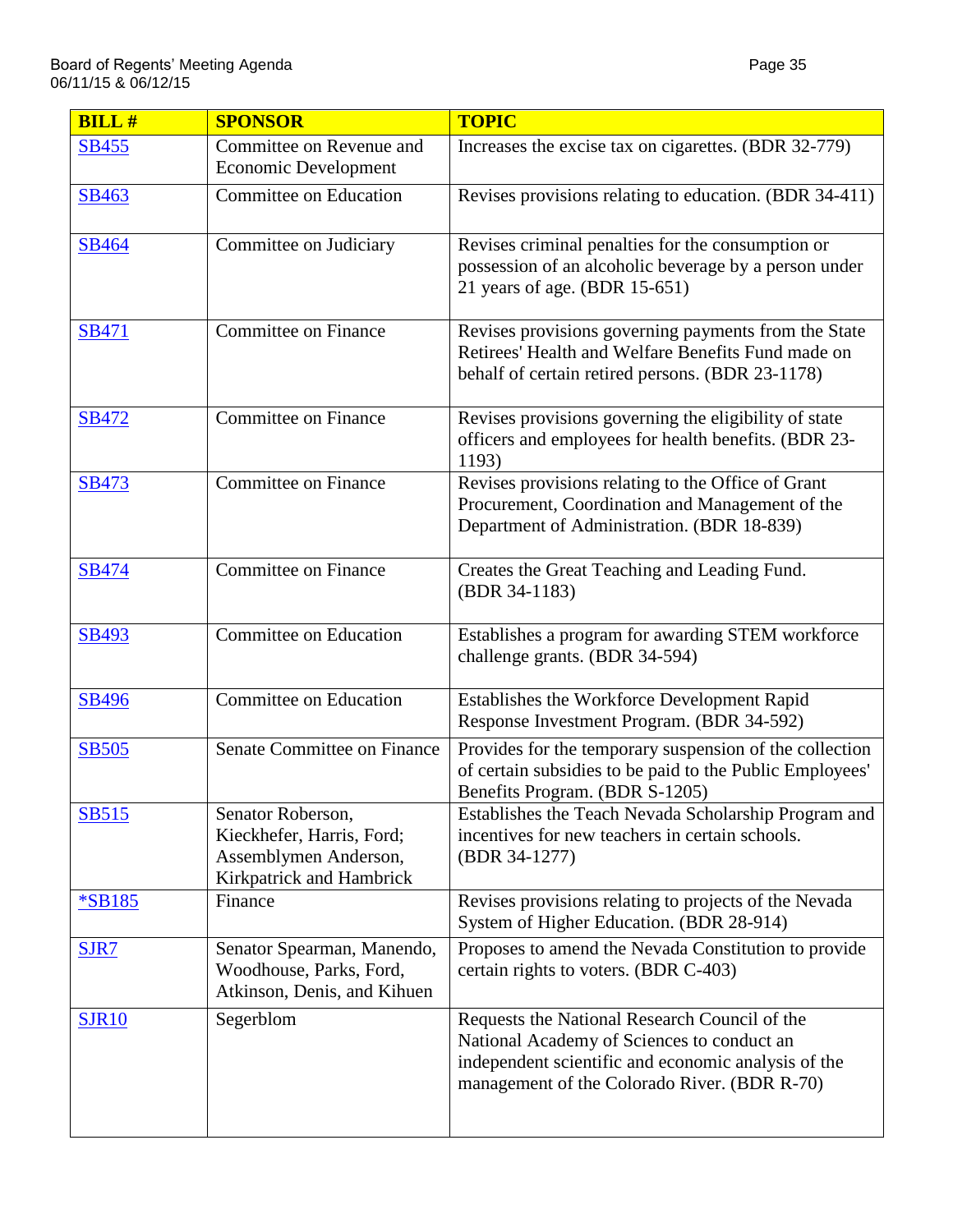| BILL # | SPONSOR | TOPIC |
|---|---|---|
| SB455 | Committee on Revenue and Economic Development | Increases the excise tax on cigarettes. (BDR 32-779) |
| SB463 | Committee on Education | Revises provisions relating to education. (BDR 34-411) |
| SB464 | Committee on Judiciary | Revises criminal penalties for the consumption or possession of an alcoholic beverage by a person under 21 years of age. (BDR 15-651) |
| SB471 | Committee on Finance | Revises provisions governing payments from the State Retirees' Health and Welfare Benefits Fund made on behalf of certain retired persons. (BDR 23-1178) |
| SB472 | Committee on Finance | Revises provisions governing the eligibility of state officers and employees for health benefits. (BDR 23-1193) |
| SB473 | Committee on Finance | Revises provisions relating to the Office of Grant Procurement, Coordination and Management of the Department of Administration. (BDR 18-839) |
| SB474 | Committee on Finance | Creates the Great Teaching and Leading Fund. (BDR 34-1183) |
| SB493 | Committee on Education | Establishes a program for awarding STEM workforce challenge grants. (BDR 34-594) |
| SB496 | Committee on Education | Establishes the Workforce Development Rapid Response Investment Program. (BDR 34-592) |
| SB505 | Senate Committee on Finance | Provides for the temporary suspension of the collection of certain subsidies to be paid to the Public Employees' Benefits Program. (BDR S-1205) |
| SB515 | Senator Roberson, Kieckhefer, Harris, Ford; Assemblymen Anderson, Kirkpatrick and Hambrick | Establishes the Teach Nevada Scholarship Program and incentives for new teachers in certain schools. (BDR 34-1277) |
| *SB185 | Finance | Revises provisions relating to projects of the Nevada System of Higher Education. (BDR 28-914) |
| SJR7 | Senator Spearman, Manendo, Woodhouse, Parks, Ford, Atkinson, Denis, and Kihuen | Proposes to amend the Nevada Constitution to provide certain rights to voters. (BDR C-403) |
| SJR10 | Segerblom | Requests the National Research Council of the National Academy of Sciences to conduct an independent scientific and economic analysis of the management of the Colorado River. (BDR R-70) |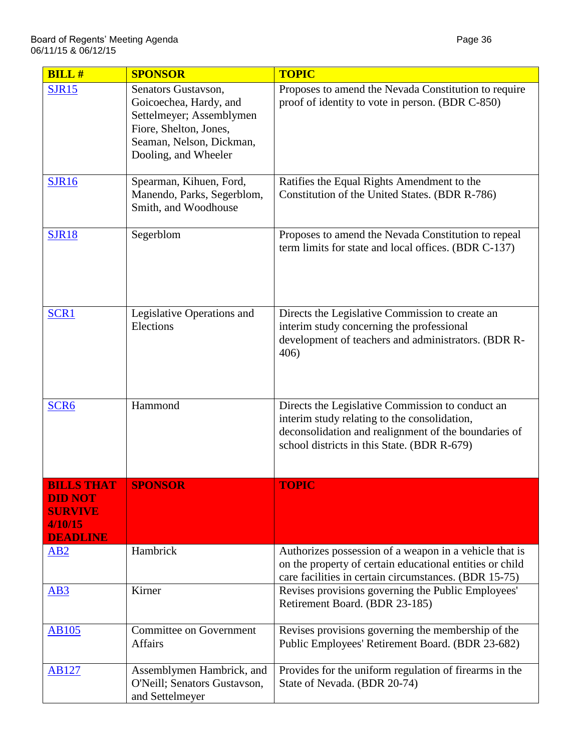| BILL # | SPONSOR | TOPIC |
|---|---|---|
| SJR15 | Senators Gustavson, Goicoechea, Hardy, and Settelmeyer; Assemblymen Fiore, Shelton, Jones, Seaman, Nelson, Dickman, Dooling, and Wheeler | Proposes to amend the Nevada Constitution to require proof of identity to vote in person. (BDR C-850) |
| SJR16 | Spearman, Kihuen, Ford, Manendo, Parks, Segerblom, Smith, and Woodhouse | Ratifies the Equal Rights Amendment to the Constitution of the United States. (BDR R-786) |
| SJR18 | Segerblom | Proposes to amend the Nevada Constitution to repeal term limits for state and local offices. (BDR C-137) |
| SCR1 | Legislative Operations and Elections | Directs the Legislative Commission to create an interim study concerning the professional development of teachers and administrators. (BDR R-406) |
| SCR6 | Hammond | Directs the Legislative Commission to conduct an interim study relating to the consolidation, deconsolidation and realignment of the boundaries of school districts in this State. (BDR R-679) |
| **BILLS THAT DID NOT SURVIVE 4/10/15 DEADLINE** | **SPONSOR** | **TOPIC** |
| AB2 | Hambrick | Authorizes possession of a weapon in a vehicle that is on the property of certain educational entities or child care facilities in certain circumstances. (BDR 15-75) |
| AB3 | Kirner | Revises provisions governing the Public Employees' Retirement Board. (BDR 23-185) |
| AB105 | Committee on Government Affairs | Revises provisions governing the membership of the Public Employees' Retirement Board. (BDR 23-682) |
| AB127 | Assemblymen Hambrick, and O'Neill; Senators Gustavson, and Settelmeyer | Provides for the uniform regulation of firearms in the State of Nevada. (BDR 20-74) |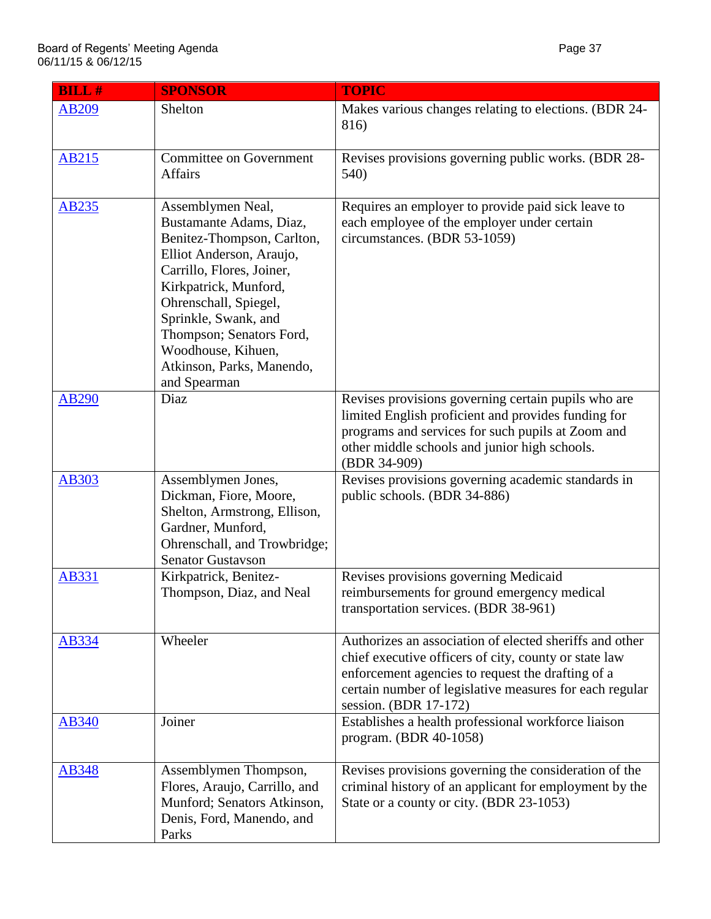| BILL # | SPONSOR | TOPIC |
|---|---|---|
| AB209 | Shelton | Makes various changes relating to elections. (BDR 24-816) |
| AB215 | Committee on Government Affairs | Revises provisions governing public works. (BDR 28-540) |
| AB235 | Assemblymen Neal, Bustamante Adams, Diaz, Benitez-Thompson, Carlton, Elliot Anderson, Araujo, Carrillo, Flores, Joiner, Kirkpatrick, Munford, Ohrenschall, Spiegel, Sprinkle, Swank, and Thompson; Senators Ford, Woodhouse, Kihuen, Atkinson, Parks, Manendo, and Spearman | Requires an employer to provide paid sick leave to each employee of the employer under certain circumstances. (BDR 53-1059) |
| AB290 | Diaz | Revises provisions governing certain pupils who are limited English proficient and provides funding for programs and services for such pupils at Zoom and other middle schools and junior high schools. (BDR 34-909) |
| AB303 | Assemblymen Jones, Dickman, Fiore, Moore, Shelton, Armstrong, Ellison, Gardner, Munford, Ohrenschall, and Trowbridge; Senator Gustavson | Revises provisions governing academic standards in public schools. (BDR 34-886) |
| AB331 | Kirkpatrick, Benitez-Thompson, Diaz, and Neal | Revises provisions governing Medicaid reimbursements for ground emergency medical transportation services. (BDR 38-961) |
| AB334 | Wheeler | Authorizes an association of elected sheriffs and other chief executive officers of city, county or state law enforcement agencies to request the drafting of a certain number of legislative measures for each regular session. (BDR 17-172) |
| AB340 | Joiner | Establishes a health professional workforce liaison program. (BDR 40-1058) |
| AB348 | Assemblymen Thompson, Flores, Araujo, Carrillo, and Munford; Senators Atkinson, Denis, Ford, Manendo, and Parks | Revises provisions governing the consideration of the criminal history of an applicant for employment by the State or a county or city. (BDR 23-1053) |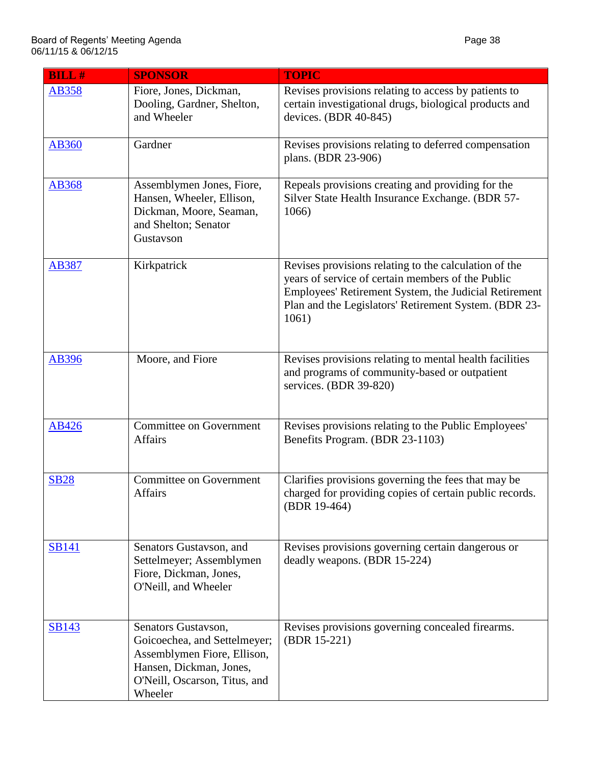| BILL # | SPONSOR | TOPIC |
|---|---|---|
| AB358 | Fiore, Jones, Dickman, Dooling, Gardner, Shelton, and Wheeler | Revises provisions relating to access by patients to certain investigational drugs, biological products and devices. (BDR 40-845) |
| AB360 | Gardner | Revises provisions relating to deferred compensation plans. (BDR 23-906) |
| AB368 | Assemblymen Jones, Fiore, Hansen, Wheeler, Ellison, Dickman, Moore, Seaman, and Shelton; Senator Gustavson | Repeals provisions creating and providing for the Silver State Health Insurance Exchange. (BDR 57-1066) |
| AB387 | Kirkpatrick | Revises provisions relating to the calculation of the years of service of certain members of the Public Employees' Retirement System, the Judicial Retirement Plan and the Legislators' Retirement System. (BDR 23-1061) |
| AB396 | Moore, and Fiore | Revises provisions relating to mental health facilities and programs of community-based or outpatient services. (BDR 39-820) |
| AB426 | Committee on Government Affairs | Revises provisions relating to the Public Employees' Benefits Program. (BDR 23-1103) |
| SB28 | Committee on Government Affairs | Clarifies provisions governing the fees that may be charged for providing copies of certain public records. (BDR 19-464) |
| SB141 | Senators Gustavson, and Settelmeyer; Assemblymen Fiore, Dickman, Jones, O'Neill, and Wheeler | Revises provisions governing certain dangerous or deadly weapons. (BDR 15-224) |
| SB143 | Senators Gustavson, Goicoechea, and Settelmeyer; Assemblymen Fiore, Ellison, Hansen, Dickman, Jones, O'Neill, Oscarson, Titus, and Wheeler | Revises provisions governing concealed firearms. (BDR 15-221) |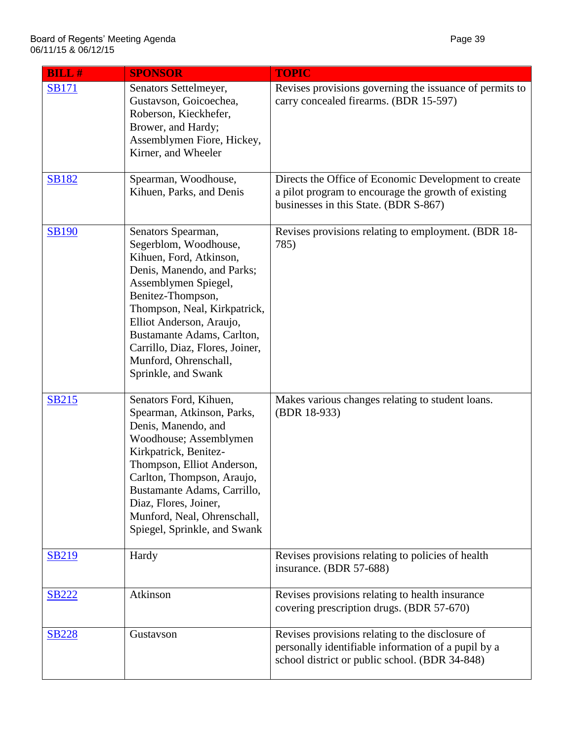| BILL # | SPONSOR | TOPIC |
|---|---|---|
| SB171 | Senators Settelmeyer, Gustavson, Goicoechea, Roberson, Kieckhefer, Brower, and Hardy; Assemblymen Fiore, Hickey, Kirner, and Wheeler | Revises provisions governing the issuance of permits to carry concealed firearms. (BDR 15-597) |
| SB182 | Spearman, Woodhouse, Kihuen, Parks, and Denis | Directs the Office of Economic Development to create a pilot program to encourage the growth of existing businesses in this State. (BDR S-867) |
| SB190 | Senators Spearman, Segerblom, Woodhouse, Kihuen, Ford, Atkinson, Denis, Manendo, and Parks; Assemblymen Spiegel, Benitez-Thompson, Thompson, Neal, Kirkpatrick, Elliot Anderson, Araujo, Bustamante Adams, Carlton, Carrillo, Diaz, Flores, Joiner, Munford, Ohrenschall, Sprinkle, and Swank | Revises provisions relating to employment. (BDR 18-785) |
| SB215 | Senators Ford, Kihuen, Spearman, Atkinson, Parks, Denis, Manendo, and Woodhouse; Assemblymen Kirkpatrick, Benitez-Thompson, Elliot Anderson, Carlton, Thompson, Araujo, Bustamante Adams, Carrillo, Diaz, Flores, Joiner, Munford, Neal, Ohrenschall, Spiegel, Sprinkle, and Swank | Makes various changes relating to student loans. (BDR 18-933) |
| SB219 | Hardy | Revises provisions relating to policies of health insurance. (BDR 57-688) |
| SB222 | Atkinson | Revises provisions relating to health insurance covering prescription drugs. (BDR 57-670) |
| SB228 | Gustavson | Revises provisions relating to the disclosure of personally identifiable information of a pupil by a school district or public school. (BDR 34-848) |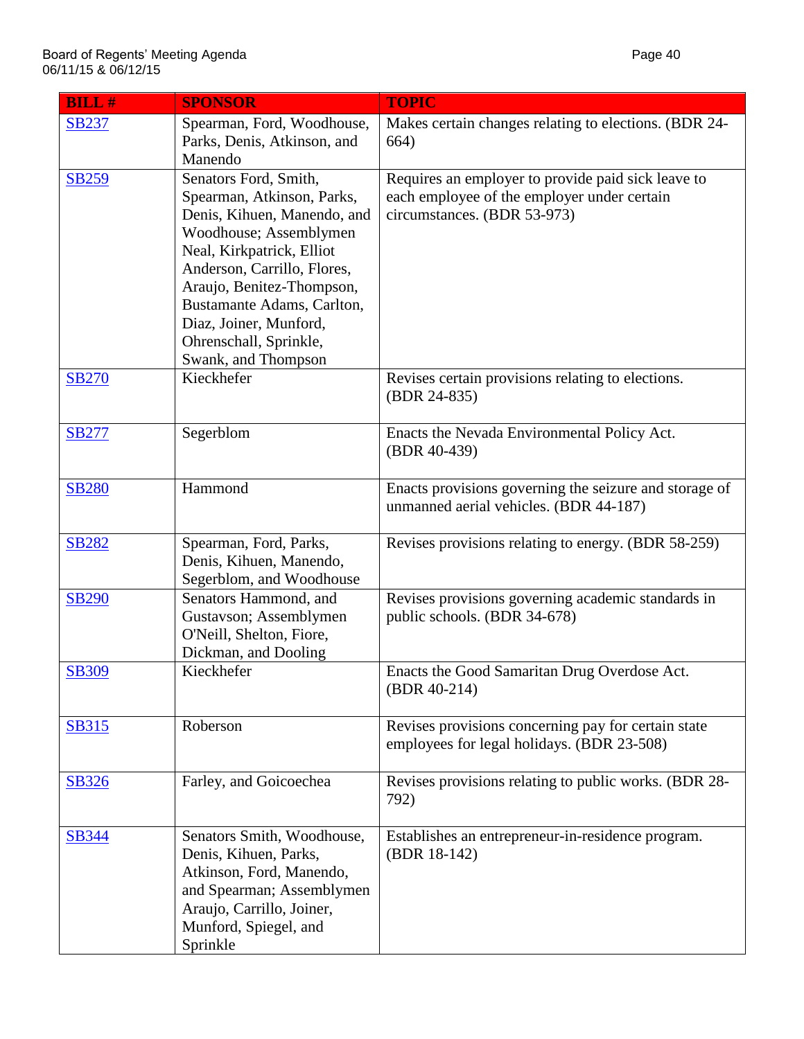| BILL # | SPONSOR | TOPIC |
|---|---|---|
| SB237 | Spearman, Ford, Woodhouse, Parks, Denis, Atkinson, and Manendo | Makes certain changes relating to elections. (BDR 24-664) |
| SB259 | Senators Ford, Smith, Spearman, Atkinson, Parks, Denis, Kihuen, Manendo, and Woodhouse; Assemblymen Neal, Kirkpatrick, Elliot Anderson, Carrillo, Flores, Araujo, Benitez-Thompson, Bustamante Adams, Carlton, Diaz, Joiner, Munford, Ohrenschall, Sprinkle, Swank, and Thompson | Requires an employer to provide paid sick leave to each employee of the employer under certain circumstances. (BDR 53-973) |
| SB270 | Kieckhefer | Revises certain provisions relating to elections. (BDR 24-835) |
| SB277 | Segerblom | Enacts the Nevada Environmental Policy Act. (BDR 40-439) |
| SB280 | Hammond | Enacts provisions governing the seizure and storage of unmanned aerial vehicles. (BDR 44-187) |
| SB282 | Spearman, Ford, Parks, Denis, Kihuen, Manendo, Segerblom, and Woodhouse | Revises provisions relating to energy. (BDR 58-259) |
| SB290 | Senators Hammond, and Gustavson; Assemblymen O'Neill, Shelton, Fiore, Dickman, and Dooling | Revises provisions governing academic standards in public schools. (BDR 34-678) |
| SB309 | Kieckhefer | Enacts the Good Samaritan Drug Overdose Act. (BDR 40-214) |
| SB315 | Roberson | Revises provisions concerning pay for certain state employees for legal holidays. (BDR 23-508) |
| SB326 | Farley, and Goicoechea | Revises provisions relating to public works. (BDR 28-792) |
| SB344 | Senators Smith, Woodhouse, Denis, Kihuen, Parks, Atkinson, Ford, Manendo, and Spearman; Assemblymen Araujo, Carrillo, Joiner, Munford, Spiegel, and Sprinkle | Establishes an entrepreneur-in-residence program. (BDR 18-142) |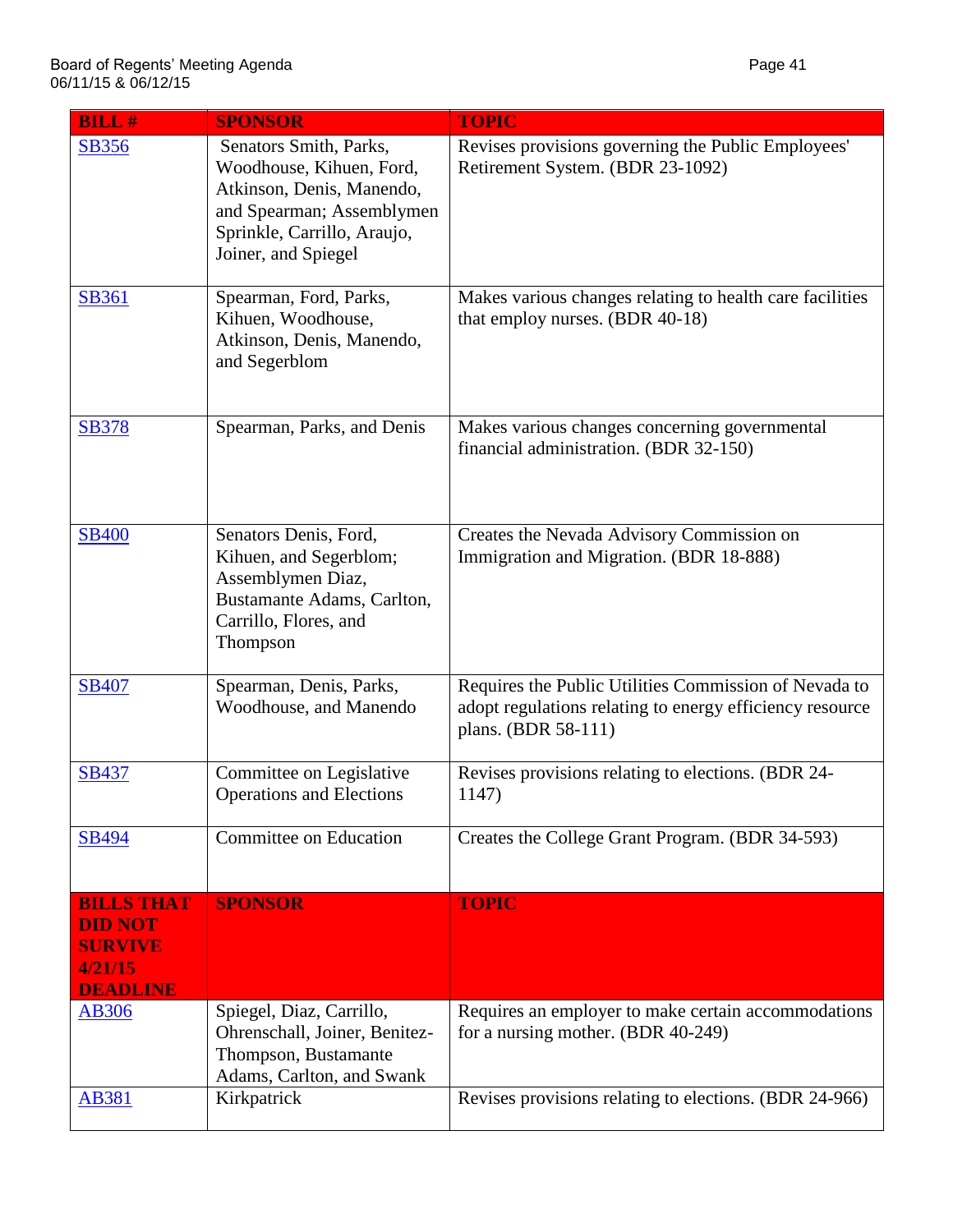| BILL # | SPONSOR | TOPIC |
|---|---|---|
| SB356 | Senators Smith, Parks, Woodhouse, Kihuen, Ford, Atkinson, Denis, Manendo, and Spearman; Assemblymen Sprinkle, Carrillo, Araujo, Joiner, and Spiegel | Revises provisions governing the Public Employees' Retirement System. (BDR 23-1092) |
| SB361 | Spearman, Ford, Parks, Kihuen, Woodhouse, Atkinson, Denis, Manendo, and Segerblom | Makes various changes relating to health care facilities that employ nurses. (BDR 40-18) |
| SB378 | Spearman, Parks, and Denis | Makes various changes concerning governmental financial administration. (BDR 32-150) |
| SB400 | Senators Denis, Ford, Kihuen, and Segerblom; Assemblymen Diaz, Bustamante Adams, Carlton, Carrillo, Flores, and Thompson | Creates the Nevada Advisory Commission on Immigration and Migration. (BDR 18-888) |
| SB407 | Spearman, Denis, Parks, Woodhouse, and Manendo | Requires the Public Utilities Commission of Nevada to adopt regulations relating to energy efficiency resource plans. (BDR 58-111) |
| SB437 | Committee on Legislative Operations and Elections | Revises provisions relating to elections. (BDR 24-1147) |
| SB494 | Committee on Education | Creates the College Grant Program. (BDR 34-593) |
| **BILLS THAT DID NOT SURVIVE 4/21/15 DEADLINE** | **SPONSOR** | **TOPIC** |
| AB306 | Spiegel, Diaz, Carrillo, Ohrenschall, Joiner, Benitez-Thompson, Bustamante Adams, Carlton, and Swank | Requires an employer to make certain accommodations for a nursing mother. (BDR 40-249) |
| AB381 | Kirkpatrick | Revises provisions relating to elections. (BDR 24-966) |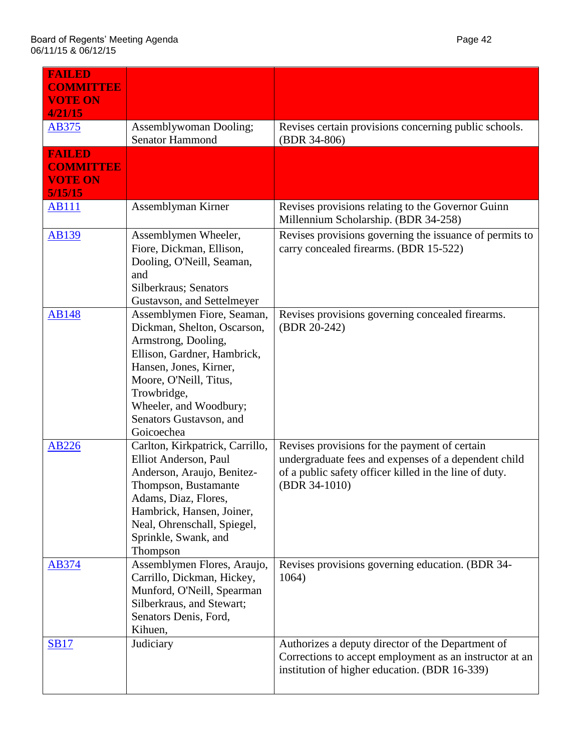| **FAILED COMMITTEE VOTE ON 4/21/15** | | |
|---|---|---|
| AB375 | Assemblywoman Dooling; Senator Hammond | Revises certain provisions concerning public schools. (BDR 34-806) |
| **FAILED COMMITTEE VOTE ON 5/15/15** | | |
| AB111 | Assemblyman Kirner | Revises provisions relating to the Governor Guinn Millennium Scholarship. (BDR 34-258) |
| AB139 | Assemblymen Wheeler, Fiore, Dickman, Ellison, Dooling, O'Neill, Seaman, and Silberkraus; Senators Gustavson, and Settelmeyer | Revises provisions governing the issuance of permits to carry concealed firearms. (BDR 15-522) |
| AB148 | Assemblymen Fiore, Seaman, Dickman, Shelton, Oscarson, Armstrong, Dooling, Ellison, Gardner, Hambrick, Hansen, Jones, Kirner, Moore, O'Neill, Titus, Trowbridge, Wheeler, and Woodbury; Senators Gustavson, and Goicoechea | Revises provisions governing concealed firearms. (BDR 20-242) |
| AB226 | Carlton, Kirkpatrick, Carrillo, Elliot Anderson, Paul Anderson, Araujo, Benitez-Thompson, Bustamante Adams, Diaz, Flores, Hambrick, Hansen, Joiner, Neal, Ohrenschall, Spiegel, Sprinkle, Swank, and Thompson | Revises provisions for the payment of certain undergraduate fees and expenses of a dependent child of a public safety officer killed in the line of duty. (BDR 34-1010) |
| AB374 | Assemblymen Flores, Araujo, Carrillo, Dickman, Hickey, Munford, O'Neill, Spearman Silberkraus, and Stewart; Senators Denis, Ford, Kihuen, | Revises provisions governing education. (BDR 34-1064) |
| SB17 | Judiciary | Authorizes a deputy director of the Department of Corrections to accept employment as an instructor at an institution of higher education. (BDR 16-339) |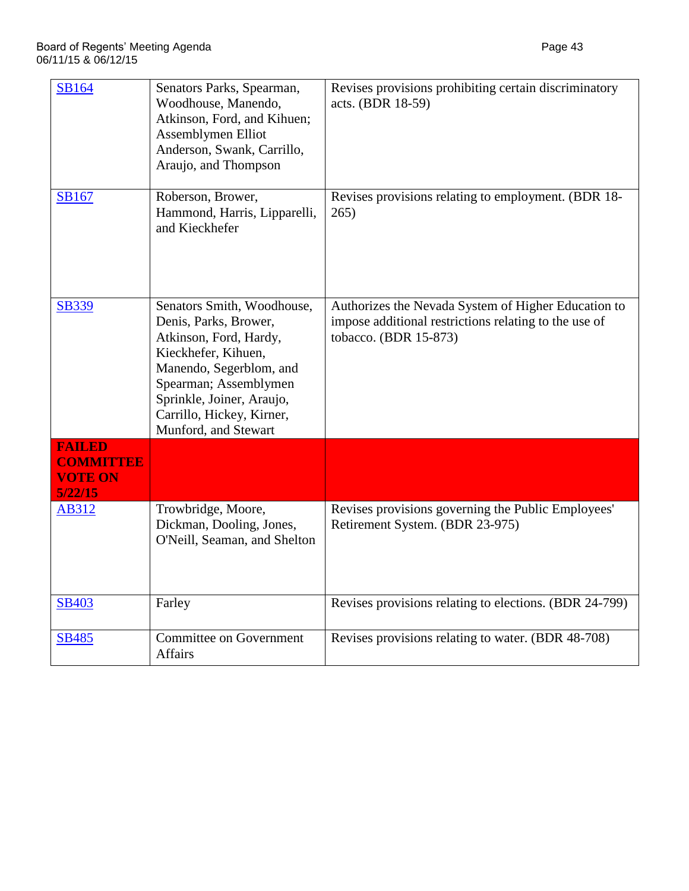| | | |
|---|---|---|
| SB164 | Senators Parks, Spearman, Woodhouse, Manendo, Atkinson, Ford, and Kihuen; Assemblymen Elliot Anderson, Swank, Carrillo, Araujo, and Thompson | Revises provisions prohibiting certain discriminatory acts. (BDR 18-59) |
| SB167 | Roberson, Brower, Hammond, Harris, Lipparelli, and Kieckhefer | Revises provisions relating to employment. (BDR 18-265) |
| SB339 | Senators Smith, Woodhouse, Denis, Parks, Brower, Atkinson, Ford, Hardy, Kieckhefer, Kihuen, Manendo, Segerblom, and Spearman; Assemblymen Sprinkle, Joiner, Araujo, Carrillo, Hickey, Kirner, Munford, and Stewart | Authorizes the Nevada System of Higher Education to impose additional restrictions relating to the use of tobacco. (BDR 15-873) |
| **FAILED COMMITTEE VOTE ON 5/22/15** | | |
| AB312 | Trowbridge, Moore, Dickman, Dooling, Jones, O'Neill, Seaman, and Shelton | Revises provisions governing the Public Employees' Retirement System. (BDR 23-975) |
| SB403 | Farley | Revises provisions relating to elections. (BDR 24-799) |
| SB485 | Committee on Government Affairs | Revises provisions relating to water. (BDR 48-708) |